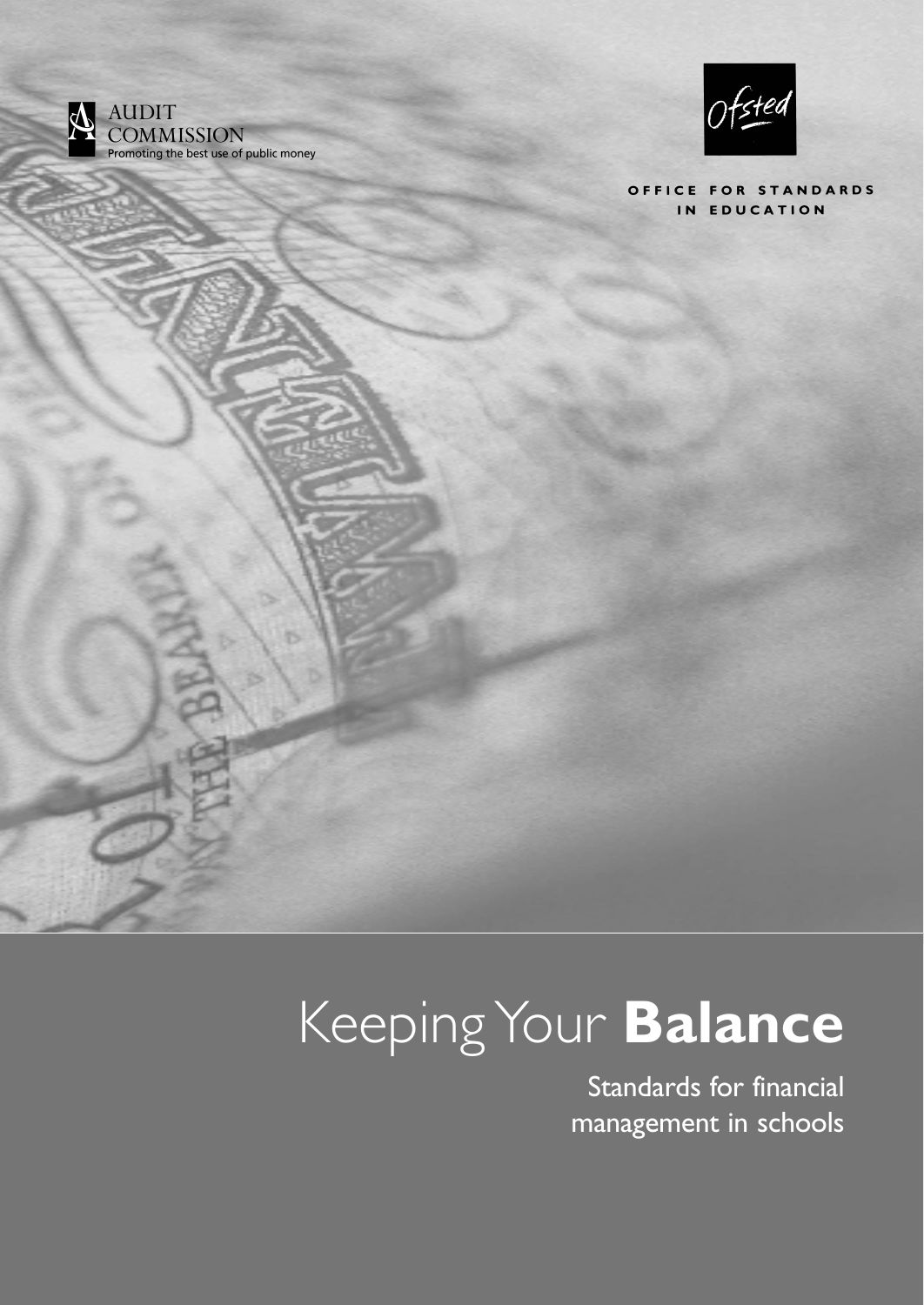AUDIT COMMISSION
Promoting the best use of public money

Ofsted

OFFICE FOR STANDARDS IN EDUCATION

# Keeping Your **Balance**

Standards for financial management in schools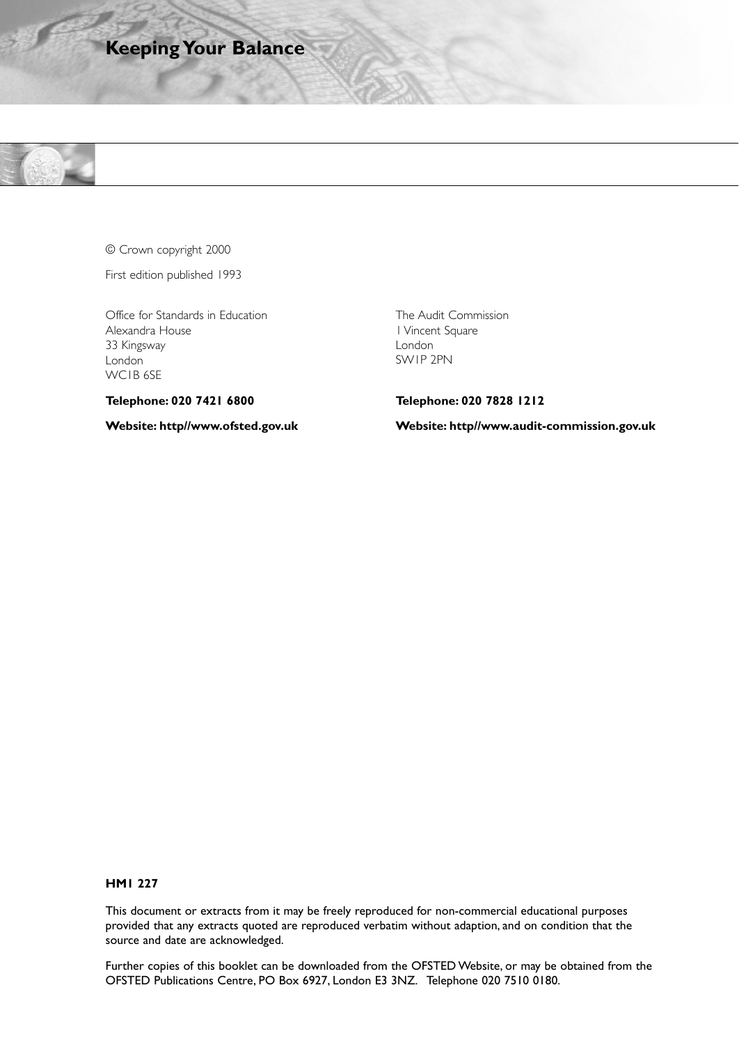© Crown copyright 2000

First edition published 1993

Office for Standards in Education
Alexandra House
33 Kingsway
London
WC1B 6SE

**Telephone: 020 7421 6800**

**Website: http//www.ofsted.gov.uk**

The Audit Commission
1 Vincent Square
London
SW1P 2PN

**Telephone: 020 7828 1212**

**Website: http//www.audit-commission.gov.uk**

**HMI 227**

This document or extracts from it may be freely reproduced for non-commercial educational purposes provided that any extracts quoted are reproduced verbatim without adaption, and on condition that the source and date are acknowledged.

Further copies of this booklet can be downloaded from the OFSTED Website, or may be obtained from the OFSTED Publications Centre, PO Box 6927, London E3 3NZ. Telephone 020 7510 0180.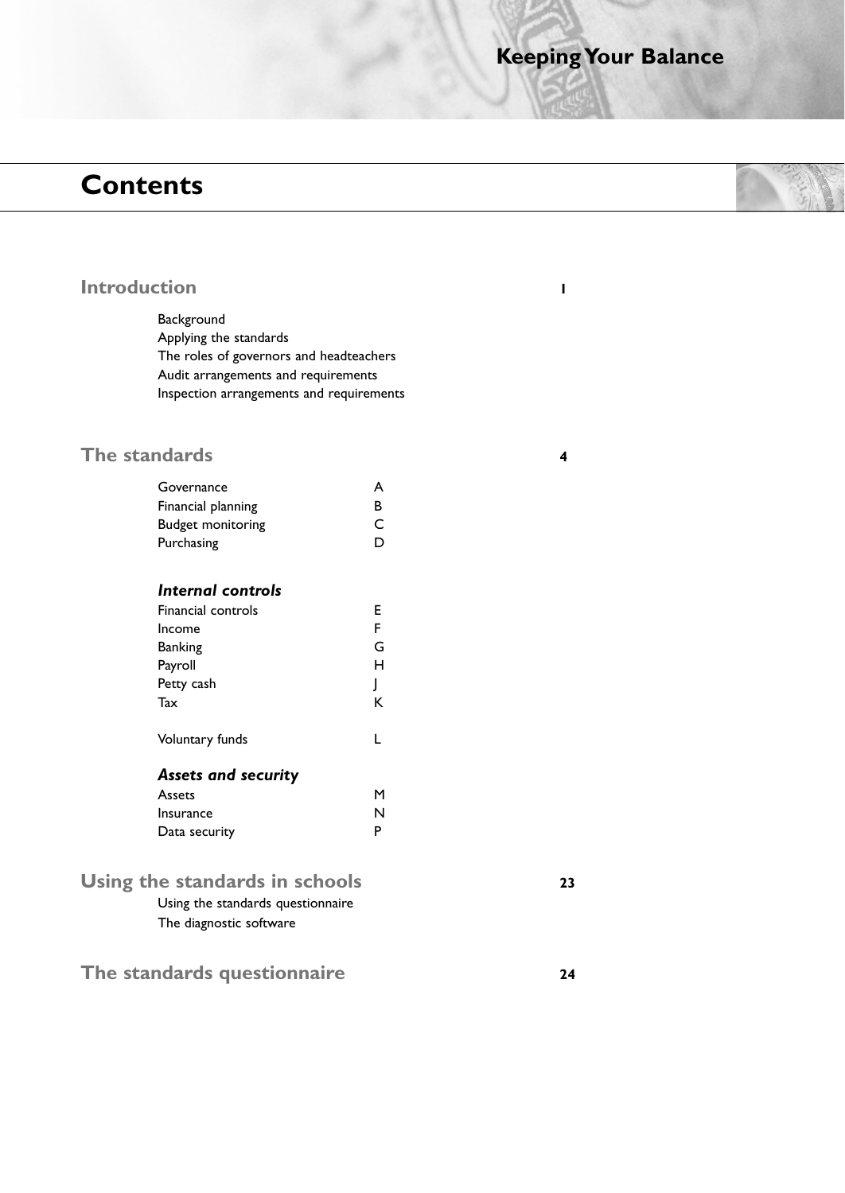# Contents

## Introduction — 1

- Background
- Applying the standards
- The roles of governors and headteachers
- Audit arrangements and requirements
- Inspection arrangements and requirements

## The standards — 4

| | |
|---|---|
| Governance | A |
| Financial planning | B |
| Budget monitoring | C |
| Purchasing | D |
| ***Internal controls*** | |
| Financial controls | E |
| Income | F |
| Banking | G |
| Payroll | H |
| Petty cash | J |
| Tax | K |
| Voluntary funds | L |
| ***Assets and security*** | |
| Assets | M |
| Insurance | N |
| Data security | P |

## Using the standards in schools — 23

- Using the standards questionnaire
- The diagnostic software

## The standards questionnaire — 24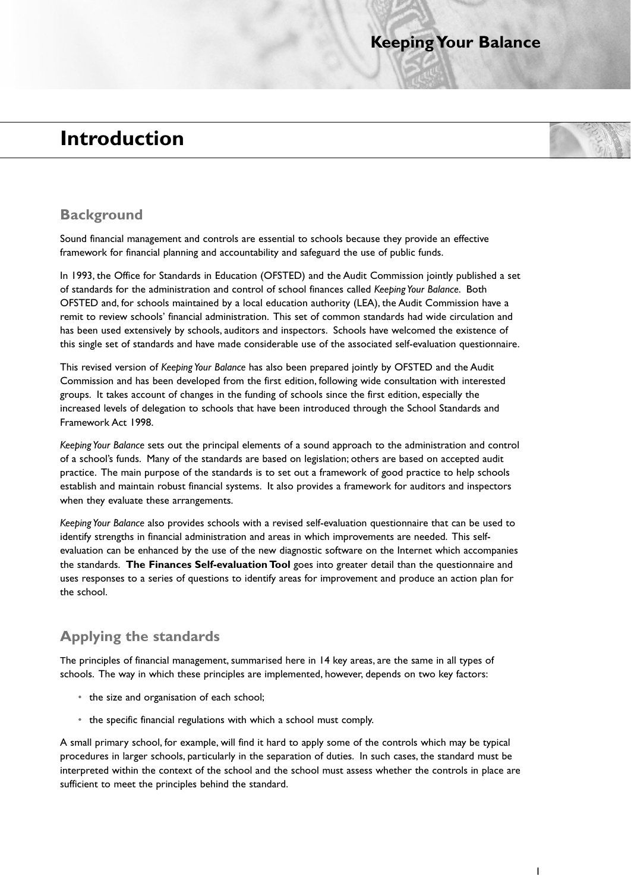# Introduction

## Background

Sound financial management and controls are essential to schools because they provide an effective framework for financial planning and accountability and safeguard the use of public funds.

In 1993, the Office for Standards in Education (OFSTED) and the Audit Commission jointly published a set of standards for the administration and control of school finances called *Keeping Your Balance*. Both OFSTED and, for schools maintained by a local education authority (LEA), the Audit Commission have a remit to review schools' financial administration. This set of common standards had wide circulation and has been used extensively by schools, auditors and inspectors. Schools have welcomed the existence of this single set of standards and have made considerable use of the associated self-evaluation questionnaire.

This revised version of *Keeping Your Balance* has also been prepared jointly by OFSTED and the Audit Commission and has been developed from the first edition, following wide consultation with interested groups. It takes account of changes in the funding of schools since the first edition, especially the increased levels of delegation to schools that have been introduced through the School Standards and Framework Act 1998.

*Keeping Your Balance* sets out the principal elements of a sound approach to the administration and control of a school's funds. Many of the standards are based on legislation; others are based on accepted audit practice. The main purpose of the standards is to set out a framework of good practice to help schools establish and maintain robust financial systems. It also provides a framework for auditors and inspectors when they evaluate these arrangements.

*Keeping Your Balance* also provides schools with a revised self-evaluation questionnaire that can be used to identify strengths in financial administration and areas in which improvements are needed. This self-evaluation can be enhanced by the use of the new diagnostic software on the Internet which accompanies the standards. **The Finances Self-evaluation Tool** goes into greater detail than the questionnaire and uses responses to a series of questions to identify areas for improvement and produce an action plan for the school.

## Applying the standards

The principles of financial management, summarised here in 14 key areas, are the same in all types of schools. The way in which these principles are implemented, however, depends on two key factors:

- the size and organisation of each school;
- the specific financial regulations with which a school must comply.

A small primary school, for example, will find it hard to apply some of the controls which may be typical procedures in larger schools, particularly in the separation of duties. In such cases, the standard must be interpreted within the context of the school and the school must assess whether the controls in place are sufficient to meet the principles behind the standard.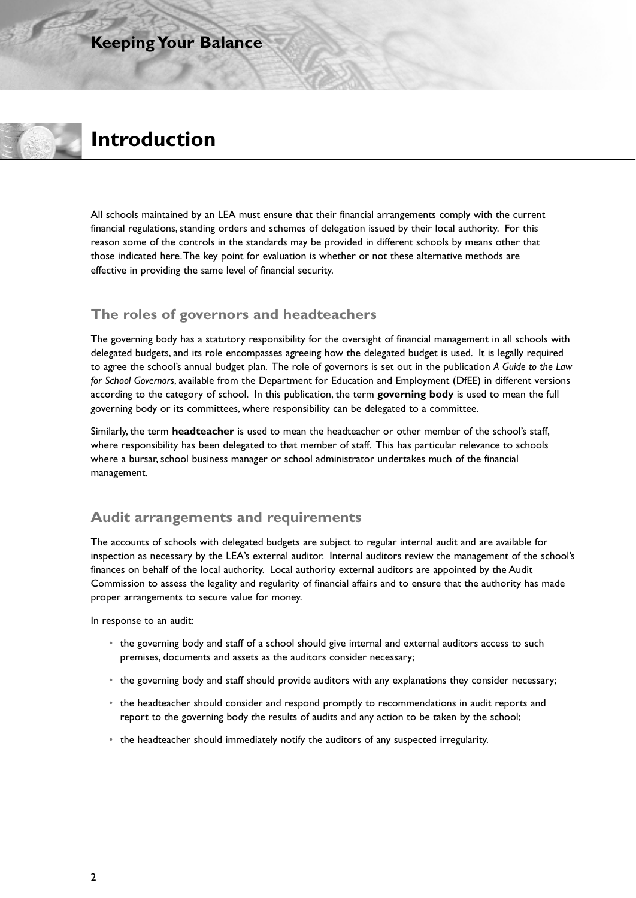# Introduction

All schools maintained by an LEA must ensure that their financial arrangements comply with the current financial regulations, standing orders and schemes of delegation issued by their local authority. For this reason some of the controls in the standards may be provided in different schools by means other that those indicated here. The key point for evaluation is whether or not these alternative methods are effective in providing the same level of financial security.

## The roles of governors and headteachers

The governing body has a statutory responsibility for the oversight of financial management in all schools with delegated budgets, and its role encompasses agreeing how the delegated budget is used. It is legally required to agree the school's annual budget plan. The role of governors is set out in the publication *A Guide to the Law for School Governors*, available from the Department for Education and Employment (DfEE) in different versions according to the category of school. In this publication, the term **governing body** is used to mean the full governing body or its committees, where responsibility can be delegated to a committee.

Similarly, the term **headteacher** is used to mean the headteacher or other member of the school's staff, where responsibility has been delegated to that member of staff. This has particular relevance to schools where a bursar, school business manager or school administrator undertakes much of the financial management.

## Audit arrangements and requirements

The accounts of schools with delegated budgets are subject to regular internal audit and are available for inspection as necessary by the LEA's external auditor. Internal auditors review the management of the school's finances on behalf of the local authority. Local authority external auditors are appointed by the Audit Commission to assess the legality and regularity of financial affairs and to ensure that the authority has made proper arrangements to secure value for money.

In response to an audit:

- the governing body and staff of a school should give internal and external auditors access to such premises, documents and assets as the auditors consider necessary;
- the governing body and staff should provide auditors with any explanations they consider necessary;
- the headteacher should consider and respond promptly to recommendations in audit reports and report to the governing body the results of audits and any action to be taken by the school;
- the headteacher should immediately notify the auditors of any suspected irregularity.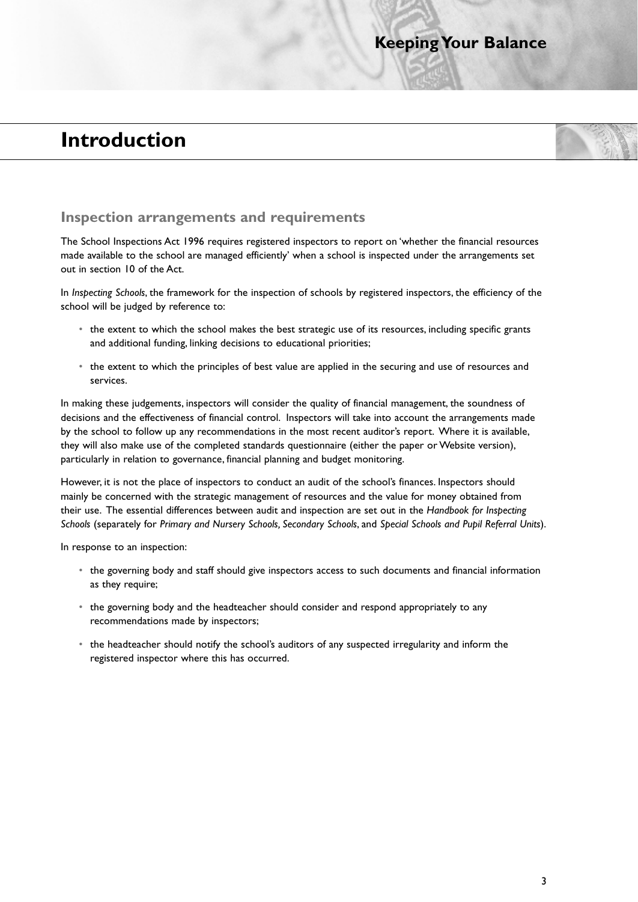# Introduction

## Inspection arrangements and requirements

The School Inspections Act 1996 requires registered inspectors to report on 'whether the financial resources made available to the school are managed efficiently' when a school is inspected under the arrangements set out in section 10 of the Act.

In *Inspecting Schools*, the framework for the inspection of schools by registered inspectors, the efficiency of the school will be judged by reference to:

- the extent to which the school makes the best strategic use of its resources, including specific grants and additional funding, linking decisions to educational priorities;
- the extent to which the principles of best value are applied in the securing and use of resources and services.

In making these judgements, inspectors will consider the quality of financial management, the soundness of decisions and the effectiveness of financial control. Inspectors will take into account the arrangements made by the school to follow up any recommendations in the most recent auditor's report. Where it is available, they will also make use of the completed standards questionnaire (either the paper or Website version), particularly in relation to governance, financial planning and budget monitoring.

However, it is not the place of inspectors to conduct an audit of the school's finances. Inspectors should mainly be concerned with the strategic management of resources and the value for money obtained from their use. The essential differences between audit and inspection are set out in the *Handbook for Inspecting Schools* (separately for *Primary and Nursery Schools, Secondary Schools*, and *Special Schools and Pupil Referral Units*).

In response to an inspection:

- the governing body and staff should give inspectors access to such documents and financial information as they require;
- the governing body and the headteacher should consider and respond appropriately to any recommendations made by inspectors;
- the headteacher should notify the school's auditors of any suspected irregularity and inform the registered inspector where this has occurred.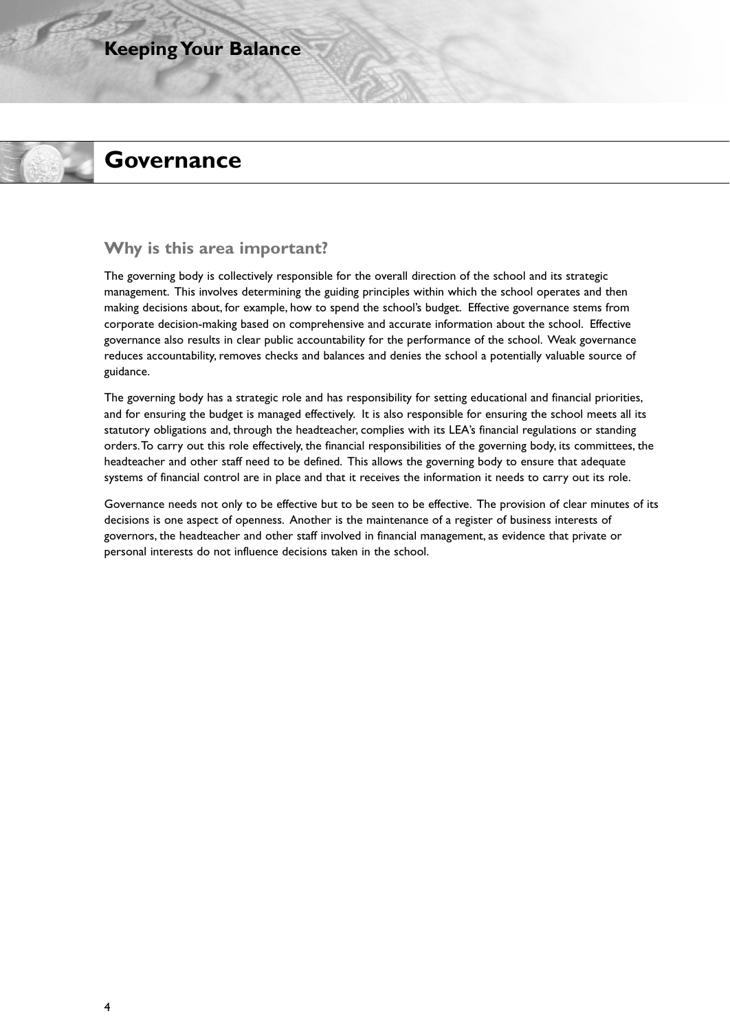# Governance

## Why is this area important?

The governing body is collectively responsible for the overall direction of the school and its strategic management. This involves determining the guiding principles within which the school operates and then making decisions about, for example, how to spend the school's budget. Effective governance stems from corporate decision-making based on comprehensive and accurate information about the school. Effective governance also results in clear public accountability for the performance of the school. Weak governance reduces accountability, removes checks and balances and denies the school a potentially valuable source of guidance.

The governing body has a strategic role and has responsibility for setting educational and financial priorities, and for ensuring the budget is managed effectively. It is also responsible for ensuring the school meets all its statutory obligations and, through the headteacher, complies with its LEA's financial regulations or standing orders. To carry out this role effectively, the financial responsibilities of the governing body, its committees, the headteacher and other staff need to be defined. This allows the governing body to ensure that adequate systems of financial control are in place and that it receives the information it needs to carry out its role.

Governance needs not only to be effective but to be seen to be effective. The provision of clear minutes of its decisions is one aspect of openness. Another is the maintenance of a register of business interests of governors, the headteacher and other staff involved in financial management, as evidence that private or personal interests do not influence decisions taken in the school.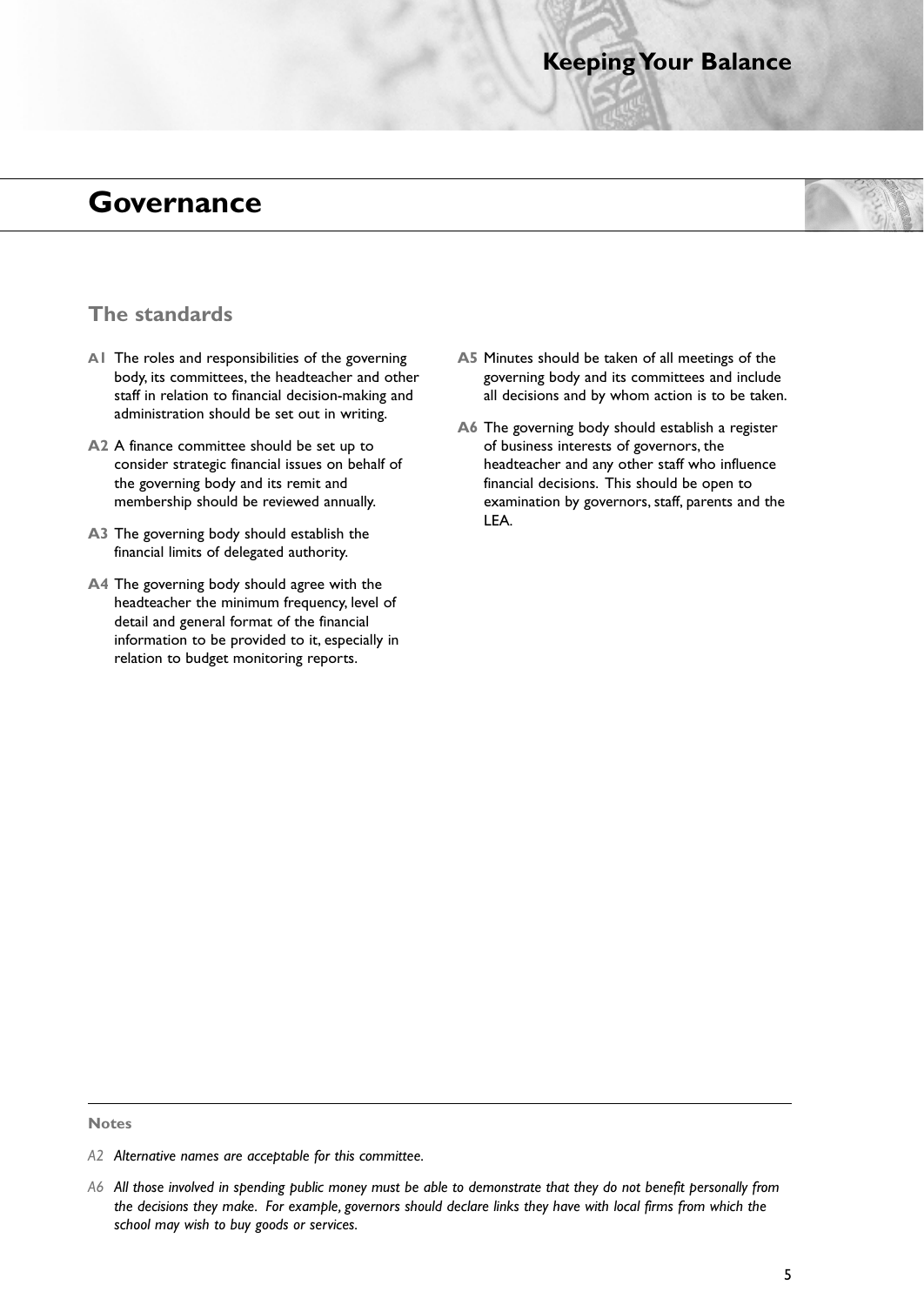# Governance

## The standards

**A1** The roles and responsibilities of the governing body, its committees, the headteacher and other staff in relation to financial decision-making and administration should be set out in writing.

**A2** A finance committee should be set up to consider strategic financial issues on behalf of the governing body and its remit and membership should be reviewed annually.

**A3** The governing body should establish the financial limits of delegated authority.

**A4** The governing body should agree with the headteacher the minimum frequency, level of detail and general format of the financial information to be provided to it, especially in relation to budget monitoring reports.

**A5** Minutes should be taken of all meetings of the governing body and its committees and include all decisions and by whom action is to be taken.

**A6** The governing body should establish a register of business interests of governors, the headteacher and any other staff who influence financial decisions. This should be open to examination by governors, staff, parents and the LEA.

---

**Notes**

A2 *Alternative names are acceptable for this committee.*

A6 *All those involved in spending public money must be able to demonstrate that they do not benefit personally from the decisions they make. For example, governors should declare links they have with local firms from which the school may wish to buy goods or services.*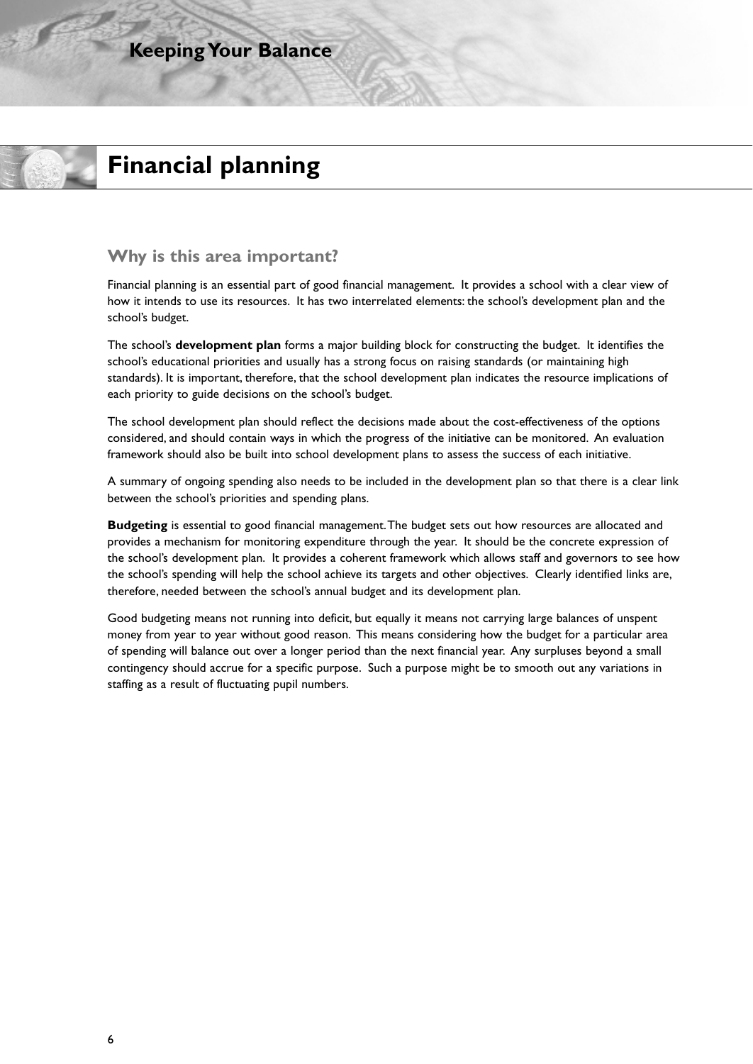# Financial planning

## Why is this area important?

Financial planning is an essential part of good financial management. It provides a school with a clear view of how it intends to use its resources. It has two interrelated elements: the school's development plan and the school's budget.

The school's **development plan** forms a major building block for constructing the budget. It identifies the school's educational priorities and usually has a strong focus on raising standards (or maintaining high standards). It is important, therefore, that the school development plan indicates the resource implications of each priority to guide decisions on the school's budget.

The school development plan should reflect the decisions made about the cost-effectiveness of the options considered, and should contain ways in which the progress of the initiative can be monitored. An evaluation framework should also be built into school development plans to assess the success of each initiative.

A summary of ongoing spending also needs to be included in the development plan so that there is a clear link between the school's priorities and spending plans.

**Budgeting** is essential to good financial management. The budget sets out how resources are allocated and provides a mechanism for monitoring expenditure through the year. It should be the concrete expression of the school's development plan. It provides a coherent framework which allows staff and governors to see how the school's spending will help the school achieve its targets and other objectives. Clearly identified links are, therefore, needed between the school's annual budget and its development plan.

Good budgeting means not running into deficit, but equally it means not carrying large balances of unspent money from year to year without good reason. This means considering how the budget for a particular area of spending will balance out over a longer period than the next financial year. Any surpluses beyond a small contingency should accrue for a specific purpose. Such a purpose might be to smooth out any variations in staffing as a result of fluctuating pupil numbers.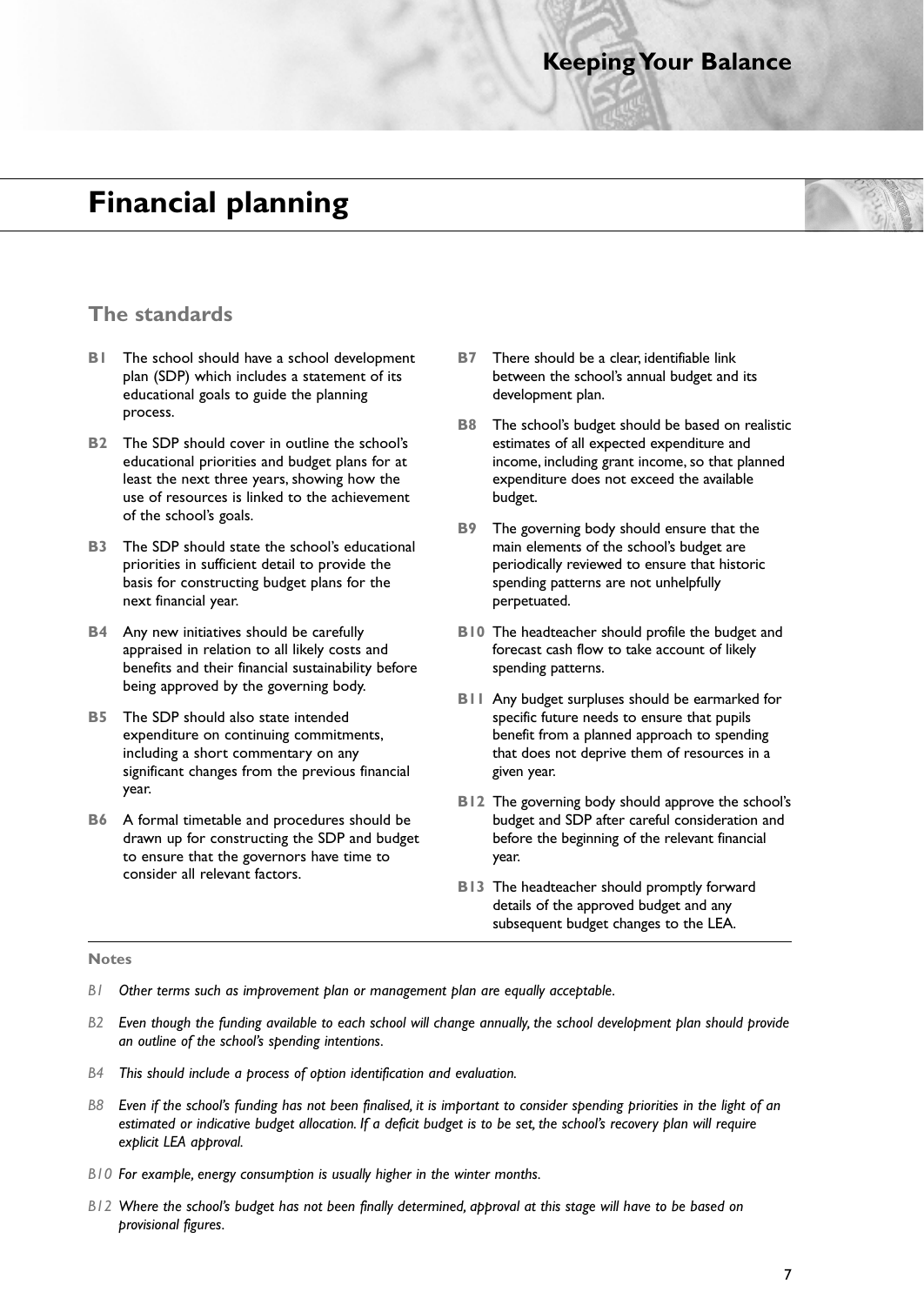# Financial planning

## The standards

**B1** The school should have a school development plan (SDP) which includes a statement of its educational goals to guide the planning process.

**B2** The SDP should cover in outline the school's educational priorities and budget plans for at least the next three years, showing how the use of resources is linked to the achievement of the school's goals.

**B3** The SDP should state the school's educational priorities in sufficient detail to provide the basis for constructing budget plans for the next financial year.

**B4** Any new initiatives should be carefully appraised in relation to all likely costs and benefits and their financial sustainability before being approved by the governing body.

**B5** The SDP should also state intended expenditure on continuing commitments, including a short commentary on any significant changes from the previous financial year.

**B6** A formal timetable and procedures should be drawn up for constructing the SDP and budget to ensure that the governors have time to consider all relevant factors.

**B7** There should be a clear, identifiable link between the school's annual budget and its development plan.

**B8** The school's budget should be based on realistic estimates of all expected expenditure and income, including grant income, so that planned expenditure does not exceed the available budget.

**B9** The governing body should ensure that the main elements of the school's budget are periodically reviewed to ensure that historic spending patterns are not unhelpfully perpetuated.

**B10** The headteacher should profile the budget and forecast cash flow to take account of likely spending patterns.

**B11** Any budget surpluses should be earmarked for specific future needs to ensure that pupils benefit from a planned approach to spending that does not deprive them of resources in a given year.

**B12** The governing body should approve the school's budget and SDP after careful consideration and before the beginning of the relevant financial year.

**B13** The headteacher should promptly forward details of the approved budget and any subsequent budget changes to the LEA.

### Notes

*B1 Other terms such as improvement plan or management plan are equally acceptable.*

*B2 Even though the funding available to each school will change annually, the school development plan should provide an outline of the school's spending intentions.*

*B4 This should include a process of option identification and evaluation.*

*B8 Even if the school's funding has not been finalised, it is important to consider spending priorities in the light of an estimated or indicative budget allocation. If a deficit budget is to be set, the school's recovery plan will require explicit LEA approval.*

*B10 For example, energy consumption is usually higher in the winter months.*

*B12 Where the school's budget has not been finally determined, approval at this stage will have to be based on provisional figures.*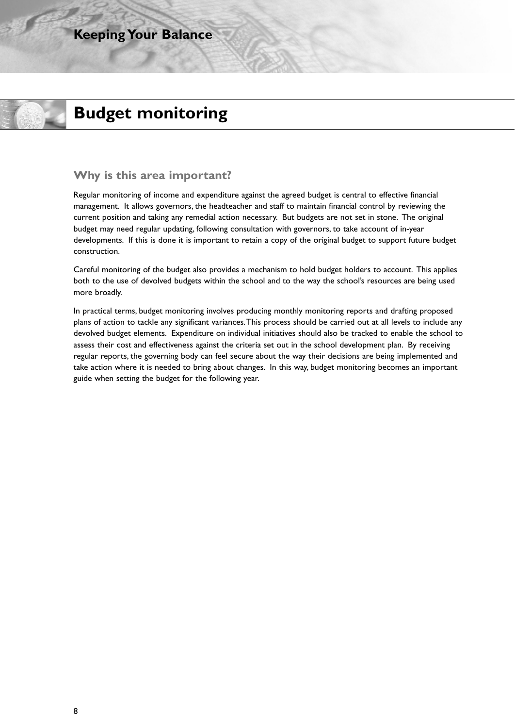# Budget monitoring

## Why is this area important?

Regular monitoring of income and expenditure against the agreed budget is central to effective financial management. It allows governors, the headteacher and staff to maintain financial control by reviewing the current position and taking any remedial action necessary. But budgets are not set in stone. The original budget may need regular updating, following consultation with governors, to take account of in-year developments. If this is done it is important to retain a copy of the original budget to support future budget construction.

Careful monitoring of the budget also provides a mechanism to hold budget holders to account. This applies both to the use of devolved budgets within the school and to the way the school's resources are being used more broadly.

In practical terms, budget monitoring involves producing monthly monitoring reports and drafting proposed plans of action to tackle any significant variances. This process should be carried out at all levels to include any devolved budget elements. Expenditure on individual initiatives should also be tracked to enable the school to assess their cost and effectiveness against the criteria set out in the school development plan. By receiving regular reports, the governing body can feel secure about the way their decisions are being implemented and take action where it is needed to bring about changes. In this way, budget monitoring becomes an important guide when setting the budget for the following year.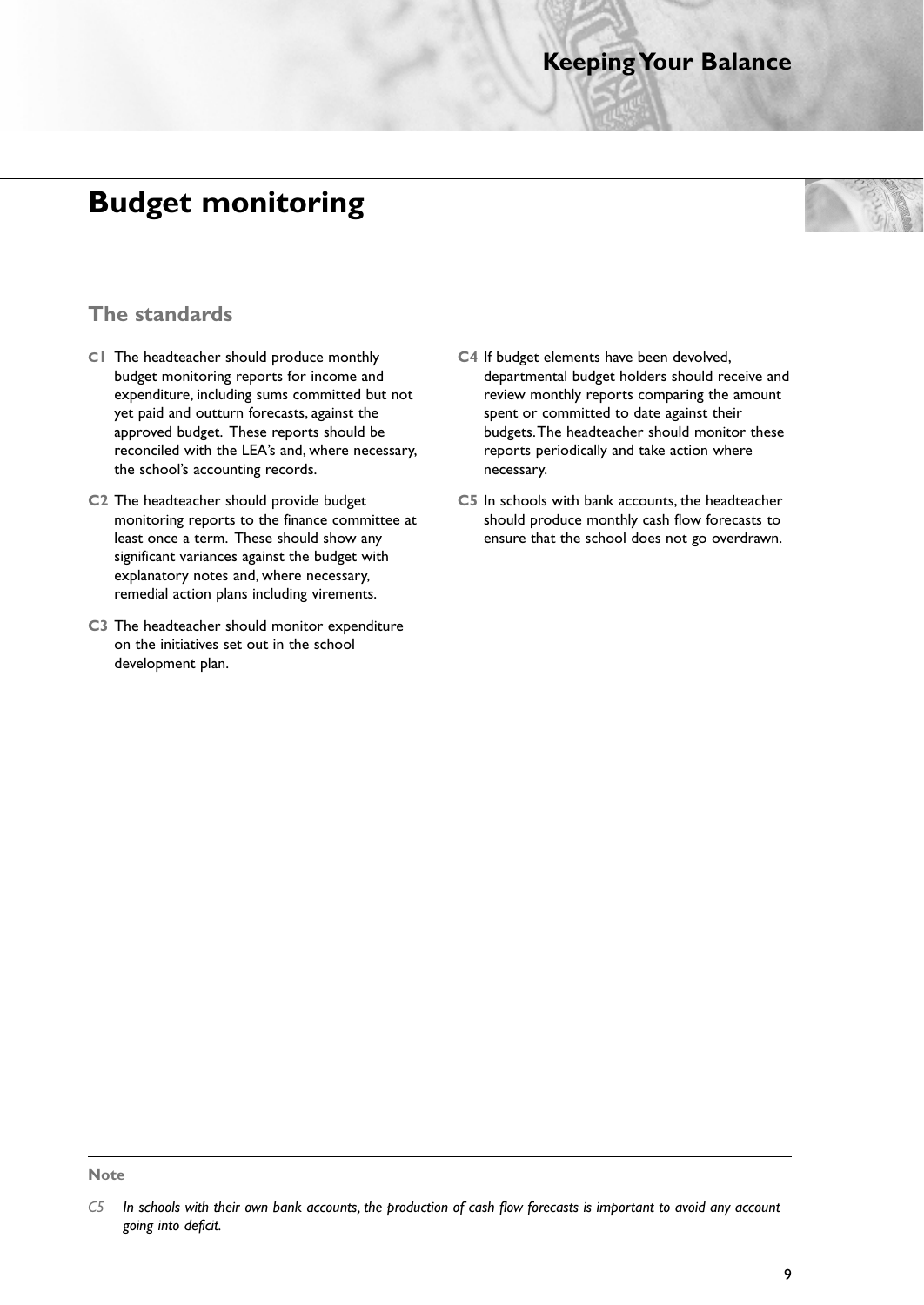# Budget monitoring

## The standards

**C1** The headteacher should produce monthly budget monitoring reports for income and expenditure, including sums committed but not yet paid and outturn forecasts, against the approved budget. These reports should be reconciled with the LEA's and, where necessary, the school's accounting records.

**C2** The headteacher should provide budget monitoring reports to the finance committee at least once a term. These should show any significant variances against the budget with explanatory notes and, where necessary, remedial action plans including virements.

**C3** The headteacher should monitor expenditure on the initiatives set out in the school development plan.

**C4** If budget elements have been devolved, departmental budget holders should receive and review monthly reports comparing the amount spent or committed to date against their budgets. The headteacher should monitor these reports periodically and take action where necessary.

**C5** In schools with bank accounts, the headteacher should produce monthly cash flow forecasts to ensure that the school does not go overdrawn.

---

**Note**

*C5 In schools with their own bank accounts, the production of cash flow forecasts is important to avoid any account going into deficit.*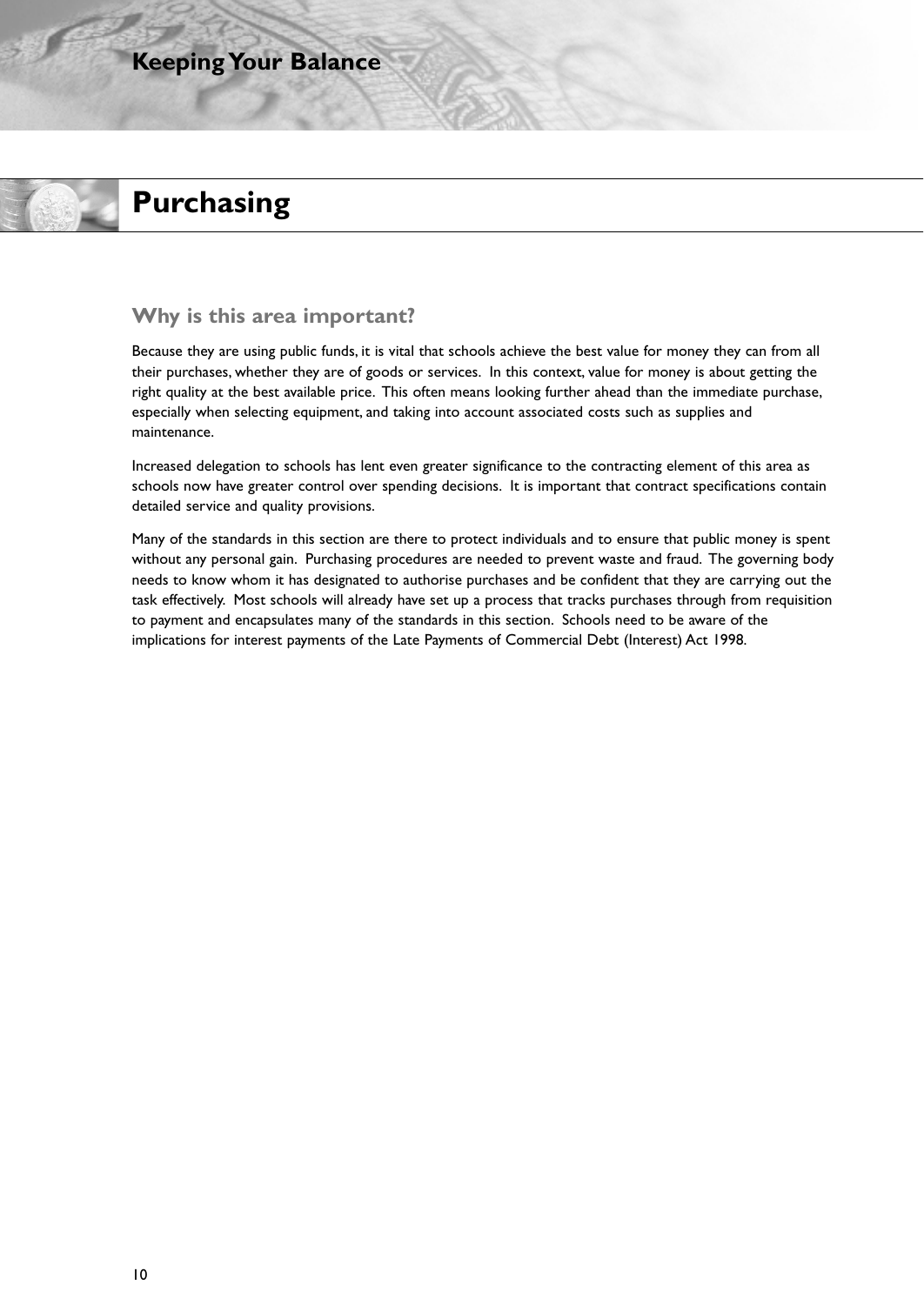# Purchasing

## Why is this area important?

Because they are using public funds, it is vital that schools achieve the best value for money they can from all their purchases, whether they are of goods or services. In this context, value for money is about getting the right quality at the best available price. This often means looking further ahead than the immediate purchase, especially when selecting equipment, and taking into account associated costs such as supplies and maintenance.

Increased delegation to schools has lent even greater significance to the contracting element of this area as schools now have greater control over spending decisions. It is important that contract specifications contain detailed service and quality provisions.

Many of the standards in this section are there to protect individuals and to ensure that public money is spent without any personal gain. Purchasing procedures are needed to prevent waste and fraud. The governing body needs to know whom it has designated to authorise purchases and be confident that they are carrying out the task effectively. Most schools will already have set up a process that tracks purchases through from requisition to payment and encapsulates many of the standards in this section. Schools need to be aware of the implications for interest payments of the Late Payments of Commercial Debt (Interest) Act 1998.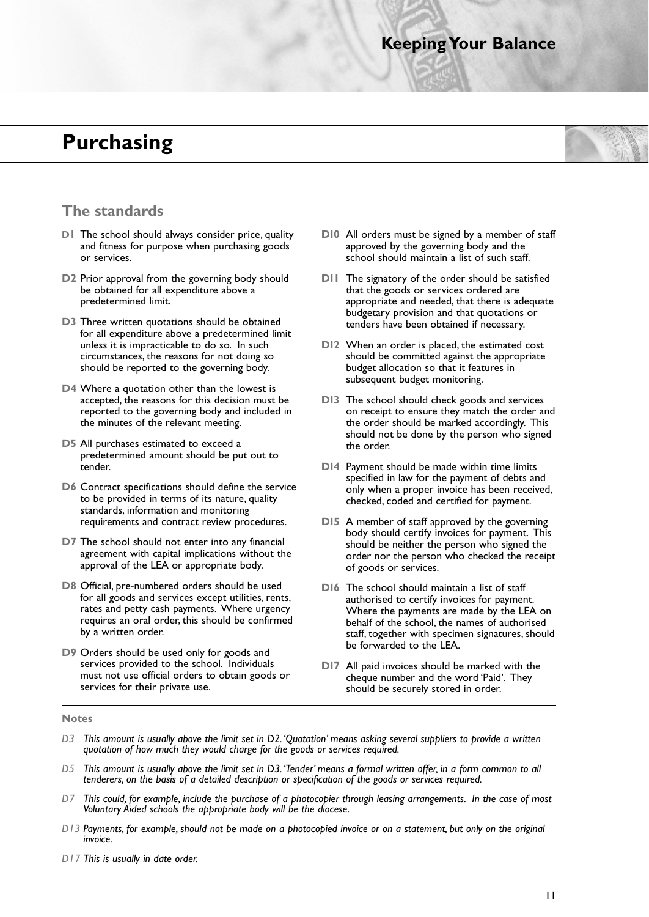# Purchasing

## The standards

**D1** The school should always consider price, quality and fitness for purpose when purchasing goods or services.

**D2** Prior approval from the governing body should be obtained for all expenditure above a predetermined limit.

**D3** Three written quotations should be obtained for all expenditure above a predetermined limit unless it is impracticable to do so. In such circumstances, the reasons for not doing so should be reported to the governing body.

**D4** Where a quotation other than the lowest is accepted, the reasons for this decision must be reported to the governing body and included in the minutes of the relevant meeting.

**D5** All purchases estimated to exceed a predetermined amount should be put out to tender.

**D6** Contract specifications should define the service to be provided in terms of its nature, quality standards, information and monitoring requirements and contract review procedures.

**D7** The school should not enter into any financial agreement with capital implications without the approval of the LEA or appropriate body.

**D8** Official, pre-numbered orders should be used for all goods and services except utilities, rents, rates and petty cash payments. Where urgency requires an oral order, this should be confirmed by a written order.

**D9** Orders should be used only for goods and services provided to the school. Individuals must not use official orders to obtain goods or services for their private use.

**D10** All orders must be signed by a member of staff approved by the governing body and the school should maintain a list of such staff.

**D11** The signatory of the order should be satisfied that the goods or services ordered are appropriate and needed, that there is adequate budgetary provision and that quotations or tenders have been obtained if necessary.

**D12** When an order is placed, the estimated cost should be committed against the appropriate budget allocation so that it features in subsequent budget monitoring.

**D13** The school should check goods and services on receipt to ensure they match the order and the order should be marked accordingly. This should not be done by the person who signed the order.

**D14** Payment should be made within time limits specified in law for the payment of debts and only when a proper invoice has been received, checked, coded and certified for payment.

**D15** A member of staff approved by the governing body should certify invoices for payment. This should be neither the person who signed the order nor the person who checked the receipt of goods or services.

**D16** The school should maintain a list of staff authorised to certify invoices for payment. Where the payments are made by the LEA on behalf of the school, the names of authorised staff, together with specimen signatures, should be forwarded to the LEA.

**D17** All paid invoices should be marked with the cheque number and the word 'Paid'. They should be securely stored in order.

### Notes

*D3* *This amount is usually above the limit set in D2. 'Quotation' means asking several suppliers to provide a written quotation of how much they would charge for the goods or services required.*

*D5* *This amount is usually above the limit set in D3. 'Tender' means a formal written offer, in a form common to all tenderers, on the basis of a detailed description or specification of the goods or services required.*

*D7* *This could, for example, include the purchase of a photocopier through leasing arrangements. In the case of most Voluntary Aided schools the appropriate body will be the diocese.*

*D13* *Payments, for example, should not be made on a photocopied invoice or on a statement, but only on the original invoice.*

*D17* *This is usually in date order.*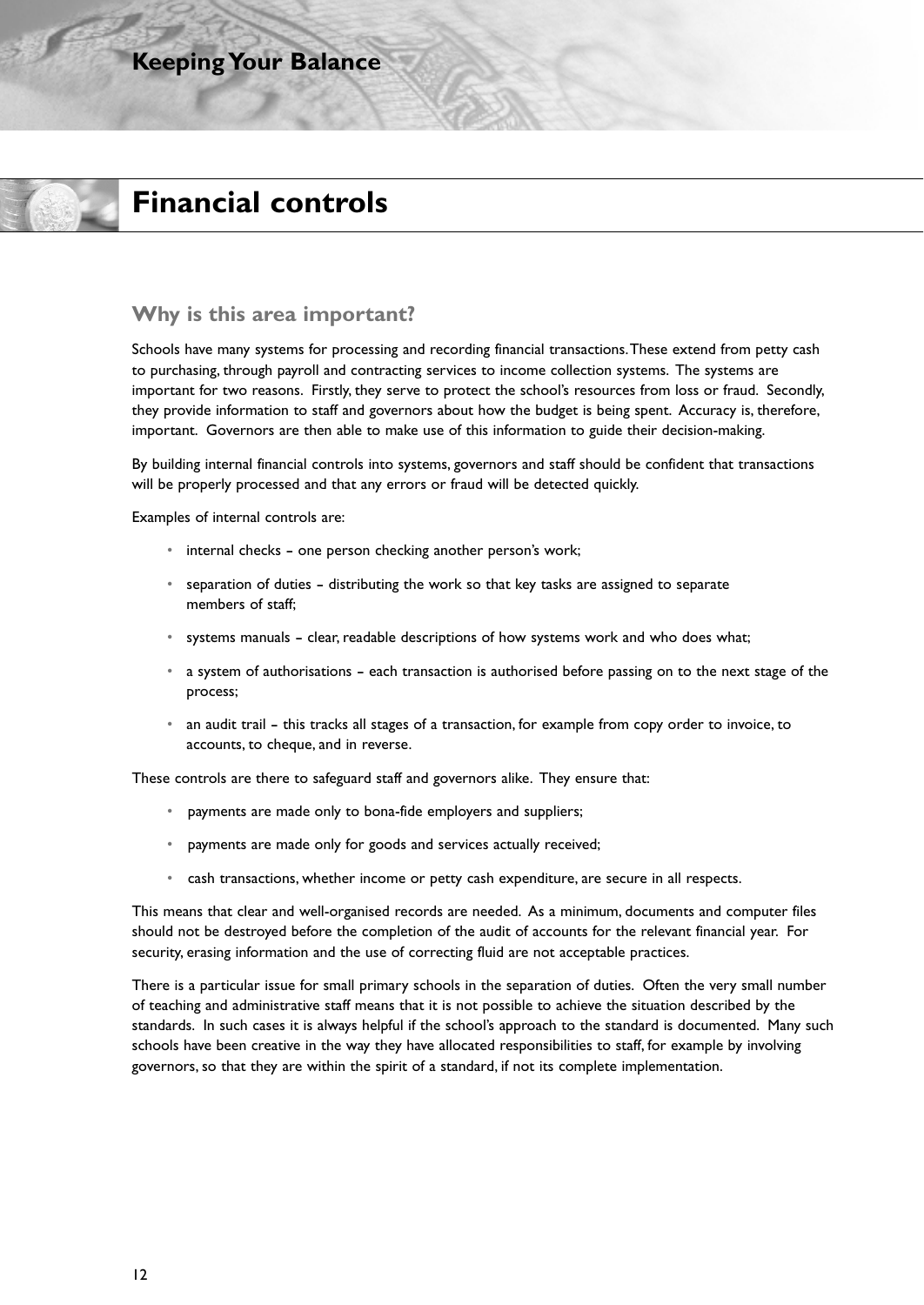# Financial controls

## Why is this area important?

Schools have many systems for processing and recording financial transactions. These extend from petty cash to purchasing, through payroll and contracting services to income collection systems. The systems are important for two reasons. Firstly, they serve to protect the school's resources from loss or fraud. Secondly, they provide information to staff and governors about how the budget is being spent. Accuracy is, therefore, important. Governors are then able to make use of this information to guide their decision-making.

By building internal financial controls into systems, governors and staff should be confident that transactions will be properly processed and that any errors or fraud will be detected quickly.

Examples of internal controls are:

- internal checks – one person checking another person's work;
- separation of duties – distributing the work so that key tasks are assigned to separate members of staff;
- systems manuals – clear, readable descriptions of how systems work and who does what;
- a system of authorisations – each transaction is authorised before passing on to the next stage of the process;
- an audit trail – this tracks all stages of a transaction, for example from copy order to invoice, to accounts, to cheque, and in reverse.

These controls are there to safeguard staff and governors alike. They ensure that:

- payments are made only to bona-fide employers and suppliers;
- payments are made only for goods and services actually received;
- cash transactions, whether income or petty cash expenditure, are secure in all respects.

This means that clear and well-organised records are needed. As a minimum, documents and computer files should not be destroyed before the completion of the audit of accounts for the relevant financial year. For security, erasing information and the use of correcting fluid are not acceptable practices.

There is a particular issue for small primary schools in the separation of duties. Often the very small number of teaching and administrative staff means that it is not possible to achieve the situation described by the standards. In such cases it is always helpful if the school's approach to the standard is documented. Many such schools have been creative in the way they have allocated responsibilities to staff, for example by involving governors, so that they are within the spirit of a standard, if not its complete implementation.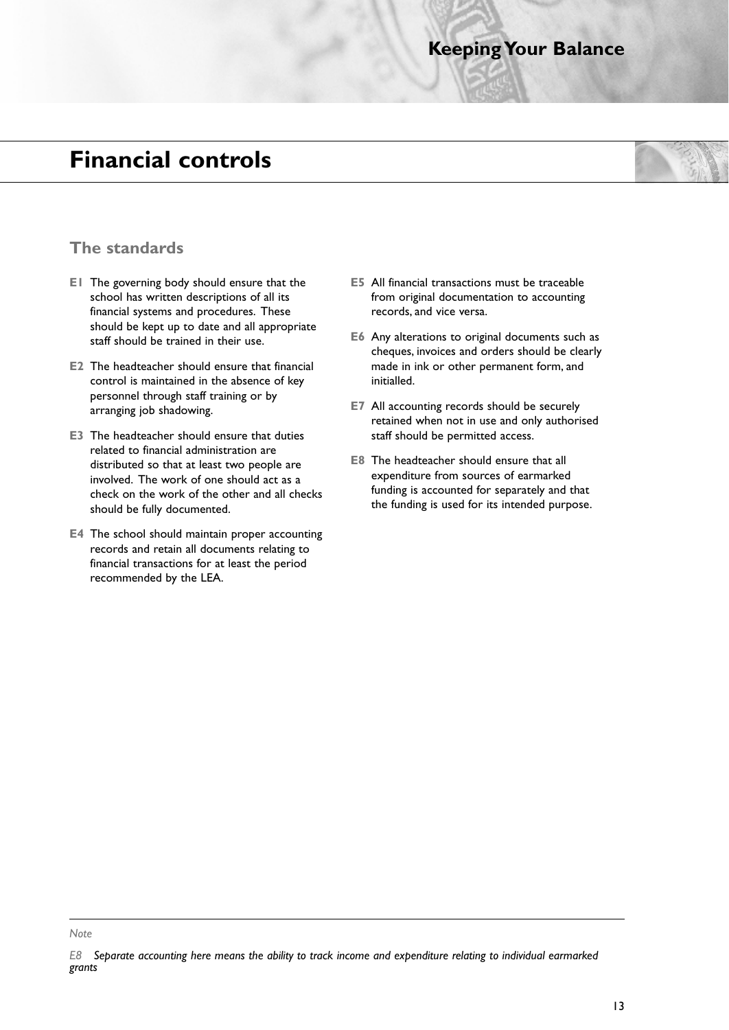# Financial controls

## The standards

**E1** The governing body should ensure that the school has written descriptions of all its financial systems and procedures. These should be kept up to date and all appropriate staff should be trained in their use.

**E2** The headteacher should ensure that financial control is maintained in the absence of key personnel through staff training or by arranging job shadowing.

**E3** The headteacher should ensure that duties related to financial administration are distributed so that at least two people are involved. The work of one should act as a check on the work of the other and all checks should be fully documented.

**E4** The school should maintain proper accounting records and retain all documents relating to financial transactions for at least the period recommended by the LEA.

**E5** All financial transactions must be traceable from original documentation to accounting records, and vice versa.

**E6** Any alterations to original documents such as cheques, invoices and orders should be clearly made in ink or other permanent form, and initialled.

**E7** All accounting records should be securely retained when not in use and only authorised staff should be permitted access.

**E8** The headteacher should ensure that all expenditure from sources of earmarked funding is accounted for separately and that the funding is used for its intended purpose.

---

*Note*

*E8 Separate accounting here means the ability to track income and expenditure relating to individual earmarked grants*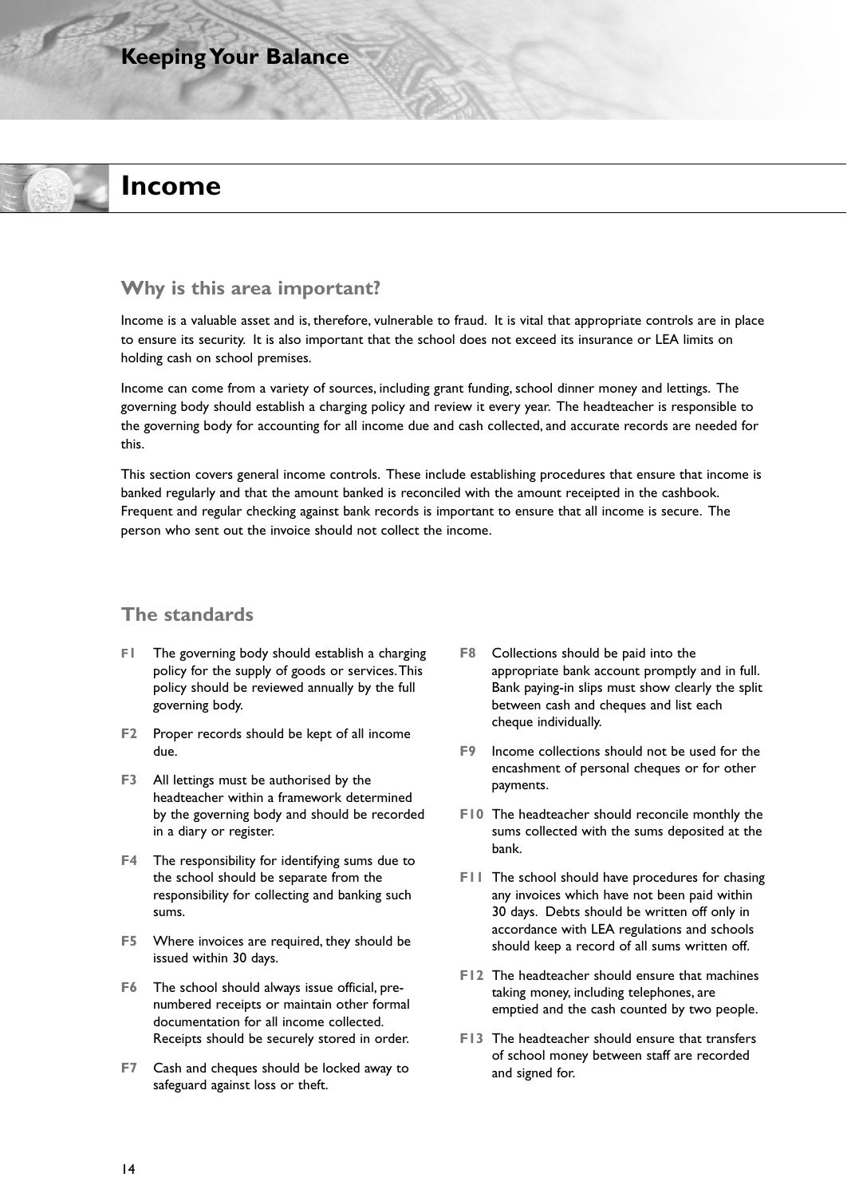# Income

## Why is this area important?

Income is a valuable asset and is, therefore, vulnerable to fraud. It is vital that appropriate controls are in place to ensure its security. It is also important that the school does not exceed its insurance or LEA limits on holding cash on school premises.

Income can come from a variety of sources, including grant funding, school dinner money and lettings. The governing body should establish a charging policy and review it every year. The headteacher is responsible to the governing body for accounting for all income due and cash collected, and accurate records are needed for this.

This section covers general income controls. These include establishing procedures that ensure that income is banked regularly and that the amount banked is reconciled with the amount receipted in the cashbook. Frequent and regular checking against bank records is important to ensure that all income is secure. The person who sent out the invoice should not collect the income.

## The standards

**F1** The governing body should establish a charging policy for the supply of goods or services. This policy should be reviewed annually by the full governing body.

**F2** Proper records should be kept of all income due.

**F3** All lettings must be authorised by the headteacher within a framework determined by the governing body and should be recorded in a diary or register.

**F4** The responsibility for identifying sums due to the school should be separate from the responsibility for collecting and banking such sums.

**F5** Where invoices are required, they should be issued within 30 days.

**F6** The school should always issue official, pre-numbered receipts or maintain other formal documentation for all income collected. Receipts should be securely stored in order.

**F7** Cash and cheques should be locked away to safeguard against loss or theft.

**F8** Collections should be paid into the appropriate bank account promptly and in full. Bank paying-in slips must show clearly the split between cash and cheques and list each cheque individually.

**F9** Income collections should not be used for the encashment of personal cheques or for other payments.

**F10** The headteacher should reconcile monthly the sums collected with the sums deposited at the bank.

**F11** The school should have procedures for chasing any invoices which have not been paid within 30 days. Debts should be written off only in accordance with LEA regulations and schools should keep a record of all sums written off.

**F12** The headteacher should ensure that machines taking money, including telephones, are emptied and the cash counted by two people.

**F13** The headteacher should ensure that transfers of school money between staff are recorded and signed for.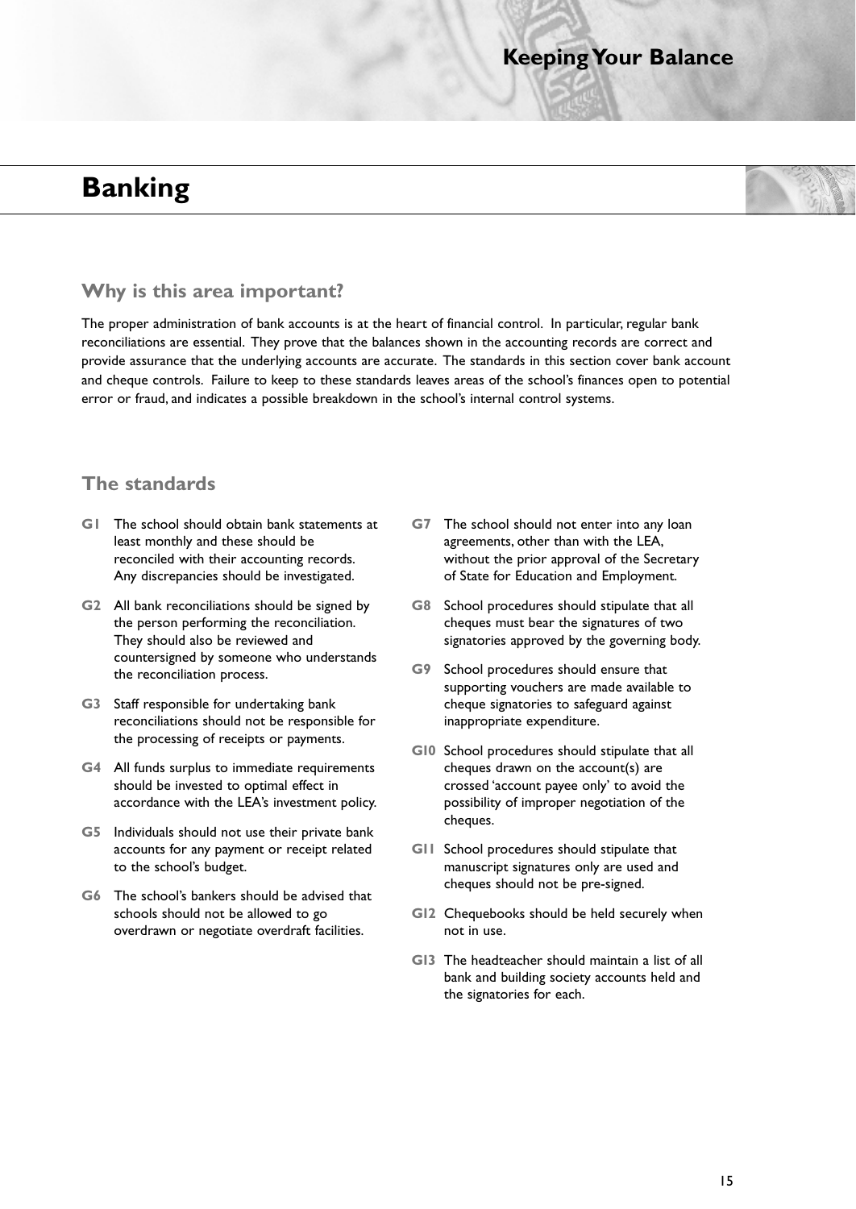# Banking

## Why is this area important?

The proper administration of bank accounts is at the heart of financial control. In particular, regular bank reconciliations are essential. They prove that the balances shown in the accounting records are correct and provide assurance that the underlying accounts are accurate. The standards in this section cover bank account and cheque controls. Failure to keep to these standards leaves areas of the school's finances open to potential error or fraud, and indicates a possible breakdown in the school's internal control systems.

## The standards

**G1** The school should obtain bank statements at least monthly and these should be reconciled with their accounting records. Any discrepancies should be investigated.

**G2** All bank reconciliations should be signed by the person performing the reconciliation. They should also be reviewed and countersigned by someone who understands the reconciliation process.

**G3** Staff responsible for undertaking bank reconciliations should not be responsible for the processing of receipts or payments.

**G4** All funds surplus to immediate requirements should be invested to optimal effect in accordance with the LEA's investment policy.

**G5** Individuals should not use their private bank accounts for any payment or receipt related to the school's budget.

**G6** The school's bankers should be advised that schools should not be allowed to go overdrawn or negotiate overdraft facilities.

**G7** The school should not enter into any loan agreements, other than with the LEA, without the prior approval of the Secretary of State for Education and Employment.

**G8** School procedures should stipulate that all cheques must bear the signatures of two signatories approved by the governing body.

**G9** School procedures should ensure that supporting vouchers are made available to cheque signatories to safeguard against inappropriate expenditure.

**G10** School procedures should stipulate that all cheques drawn on the account(s) are crossed 'account payee only' to avoid the possibility of improper negotiation of the cheques.

**G11** School procedures should stipulate that manuscript signatures only are used and cheques should not be pre-signed.

**G12** Chequebooks should be held securely when not in use.

**G13** The headteacher should maintain a list of all bank and building society accounts held and the signatories for each.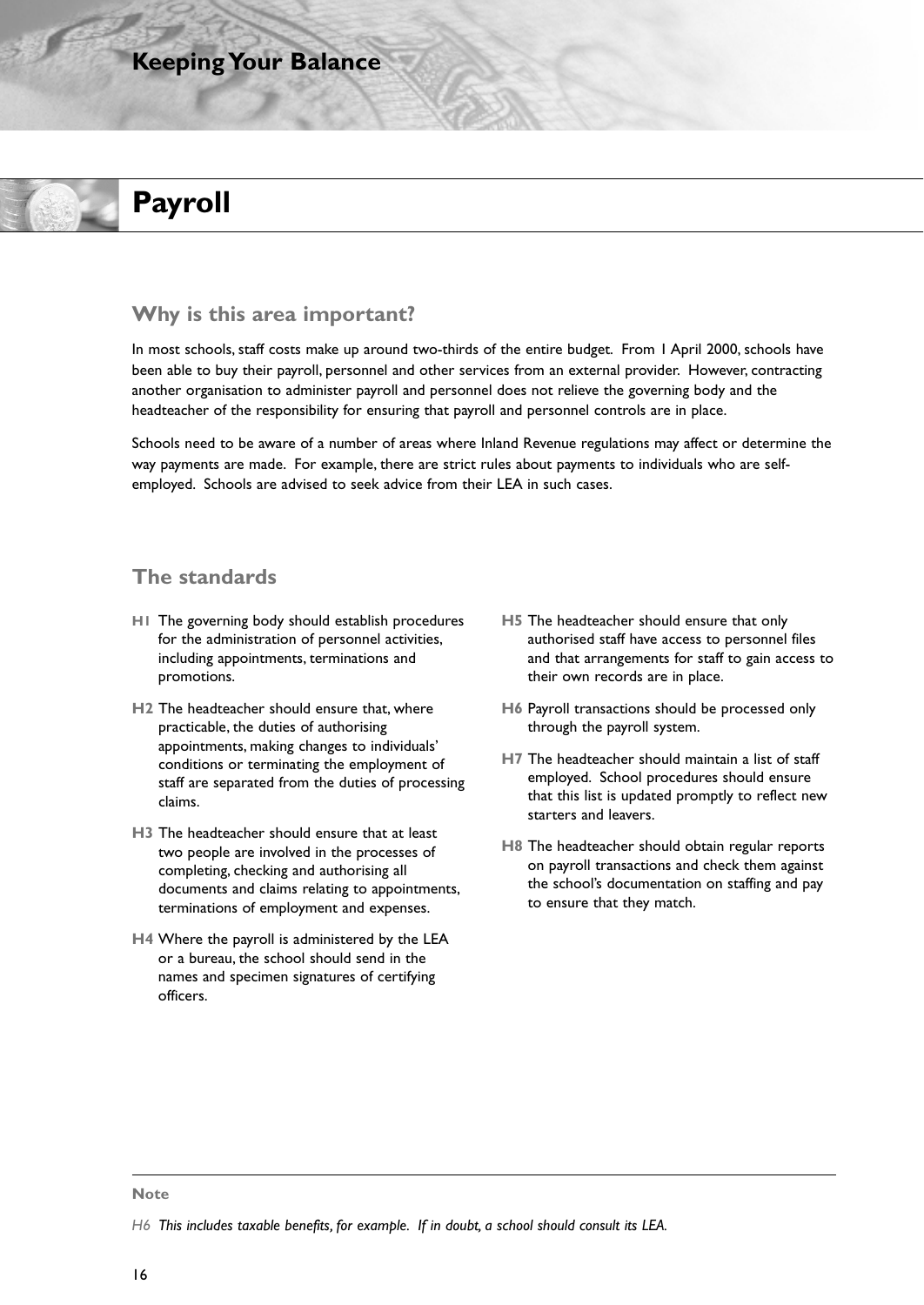# Payroll

## Why is this area important?

In most schools, staff costs make up around two-thirds of the entire budget. From 1 April 2000, schools have been able to buy their payroll, personnel and other services from an external provider. However, contracting another organisation to administer payroll and personnel does not relieve the governing body and the headteacher of the responsibility for ensuring that payroll and personnel controls are in place.

Schools need to be aware of a number of areas where Inland Revenue regulations may affect or determine the way payments are made. For example, there are strict rules about payments to individuals who are self-employed. Schools are advised to seek advice from their LEA in such cases.

## The standards

**H1** The governing body should establish procedures for the administration of personnel activities, including appointments, terminations and promotions.

**H2** The headteacher should ensure that, where practicable, the duties of authorising appointments, making changes to individuals' conditions or terminating the employment of staff are separated from the duties of processing claims.

**H3** The headteacher should ensure that at least two people are involved in the processes of completing, checking and authorising all documents and claims relating to appointments, terminations of employment and expenses.

**H4** Where the payroll is administered by the LEA or a bureau, the school should send in the names and specimen signatures of certifying officers.

**H5** The headteacher should ensure that only authorised staff have access to personnel files and that arrangements for staff to gain access to their own records are in place.

**H6** Payroll transactions should be processed only through the payroll system.

**H7** The headteacher should maintain a list of staff employed. School procedures should ensure that this list is updated promptly to reflect new starters and leavers.

**H8** The headteacher should obtain regular reports on payroll transactions and check them against the school's documentation on staffing and pay to ensure that they match.

---

**Note**

*H6 This includes taxable benefits, for example. If in doubt, a school should consult its LEA.*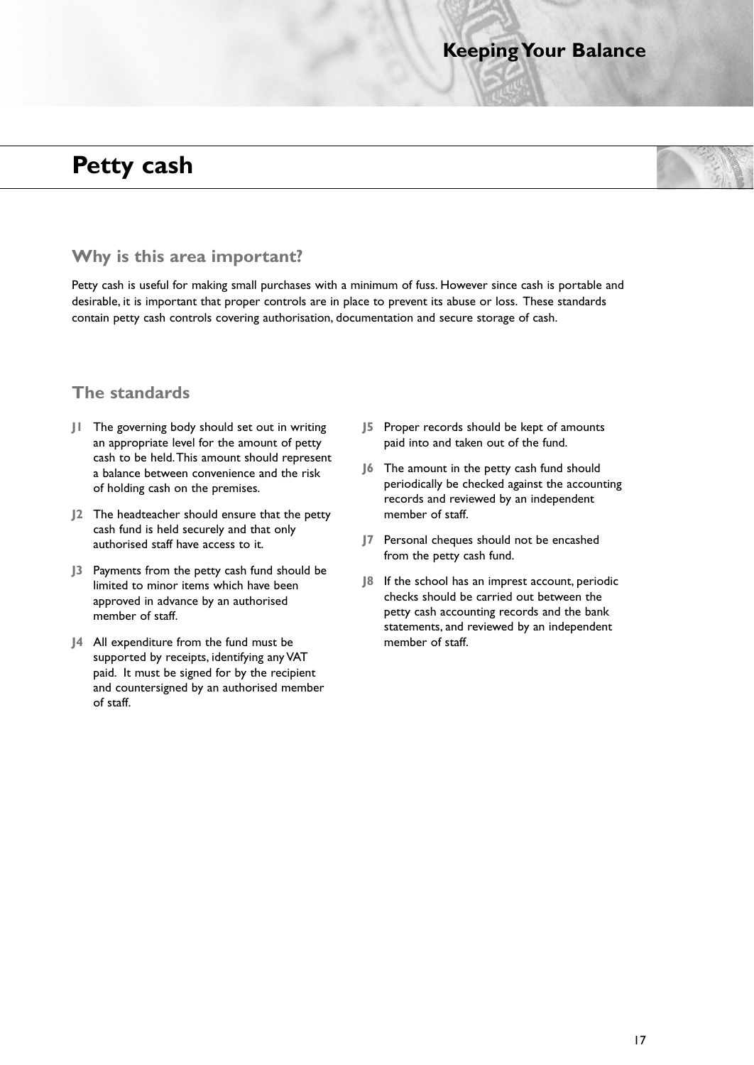# Petty cash

## Why is this area important?

Petty cash is useful for making small purchases with a minimum of fuss. However since cash is portable and desirable, it is important that proper controls are in place to prevent its abuse or loss. These standards contain petty cash controls covering authorisation, documentation and secure storage of cash.

## The standards

**J1** The governing body should set out in writing an appropriate level for the amount of petty cash to be held. This amount should represent a balance between convenience and the risk of holding cash on the premises.

**J2** The headteacher should ensure that the petty cash fund is held securely and that only authorised staff have access to it.

**J3** Payments from the petty cash fund should be limited to minor items which have been approved in advance by an authorised member of staff.

**J4** All expenditure from the fund must be supported by receipts, identifying any VAT paid. It must be signed for by the recipient and countersigned by an authorised member of staff.

**J5** Proper records should be kept of amounts paid into and taken out of the fund.

**J6** The amount in the petty cash fund should periodically be checked against the accounting records and reviewed by an independent member of staff.

**J7** Personal cheques should not be encashed from the petty cash fund.

**J8** If the school has an imprest account, periodic checks should be carried out between the petty cash accounting records and the bank statements, and reviewed by an independent member of staff.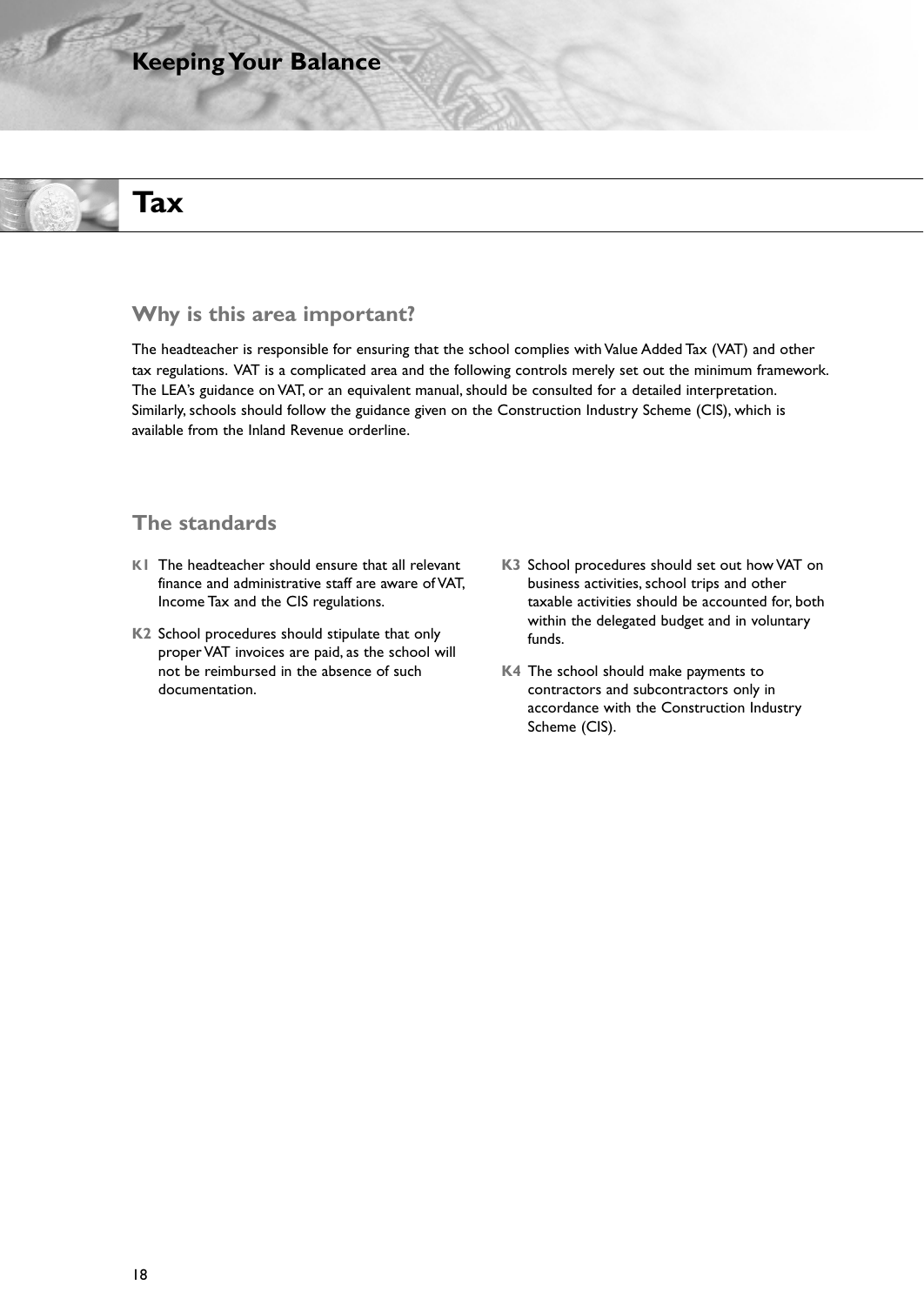# Tax

## Why is this area important?

The headteacher is responsible for ensuring that the school complies with Value Added Tax (VAT) and other tax regulations. VAT is a complicated area and the following controls merely set out the minimum framework. The LEA's guidance on VAT, or an equivalent manual, should be consulted for a detailed interpretation. Similarly, schools should follow the guidance given on the Construction Industry Scheme (CIS), which is available from the Inland Revenue orderline.

## The standards

**K1** The headteacher should ensure that all relevant finance and administrative staff are aware of VAT, Income Tax and the CIS regulations.

**K2** School procedures should stipulate that only proper VAT invoices are paid, as the school will not be reimbursed in the absence of such documentation.

**K3** School procedures should set out how VAT on business activities, school trips and other taxable activities should be accounted for, both within the delegated budget and in voluntary funds.

**K4** The school should make payments to contractors and subcontractors only in accordance with the Construction Industry Scheme (CIS).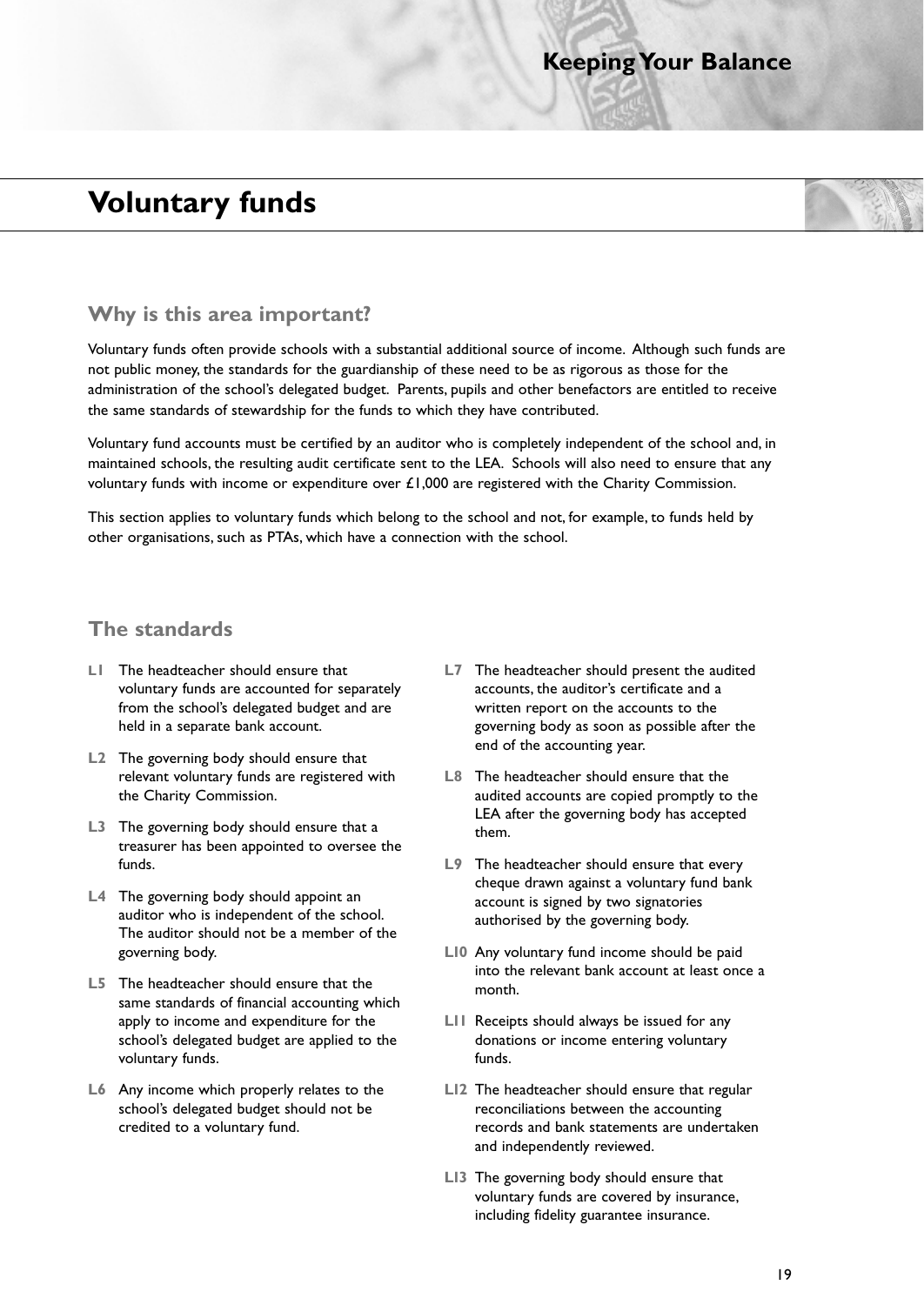# Voluntary funds

## Why is this area important?

Voluntary funds often provide schools with a substantial additional source of income. Although such funds are not public money, the standards for the guardianship of these need to be as rigorous as those for the administration of the school's delegated budget. Parents, pupils and other benefactors are entitled to receive the same standards of stewardship for the funds to which they have contributed.

Voluntary fund accounts must be certified by an auditor who is completely independent of the school and, in maintained schools, the resulting audit certificate sent to the LEA. Schools will also need to ensure that any voluntary funds with income or expenditure over £1,000 are registered with the Charity Commission.

This section applies to voluntary funds which belong to the school and not, for example, to funds held by other organisations, such as PTAs, which have a connection with the school.

## The standards

**L1** The headteacher should ensure that voluntary funds are accounted for separately from the school's delegated budget and are held in a separate bank account.

**L2** The governing body should ensure that relevant voluntary funds are registered with the Charity Commission.

**L3** The governing body should ensure that a treasurer has been appointed to oversee the funds.

**L4** The governing body should appoint an auditor who is independent of the school. The auditor should not be a member of the governing body.

**L5** The headteacher should ensure that the same standards of financial accounting which apply to income and expenditure for the school's delegated budget are applied to the voluntary funds.

**L6** Any income which properly relates to the school's delegated budget should not be credited to a voluntary fund.

**L7** The headteacher should present the audited accounts, the auditor's certificate and a written report on the accounts to the governing body as soon as possible after the end of the accounting year.

**L8** The headteacher should ensure that the audited accounts are copied promptly to the LEA after the governing body has accepted them.

**L9** The headteacher should ensure that every cheque drawn against a voluntary fund bank account is signed by two signatories authorised by the governing body.

**L10** Any voluntary fund income should be paid into the relevant bank account at least once a month.

**L11** Receipts should always be issued for any donations or income entering voluntary funds.

**L12** The headteacher should ensure that regular reconciliations between the accounting records and bank statements are undertaken and independently reviewed.

**L13** The governing body should ensure that voluntary funds are covered by insurance, including fidelity guarantee insurance.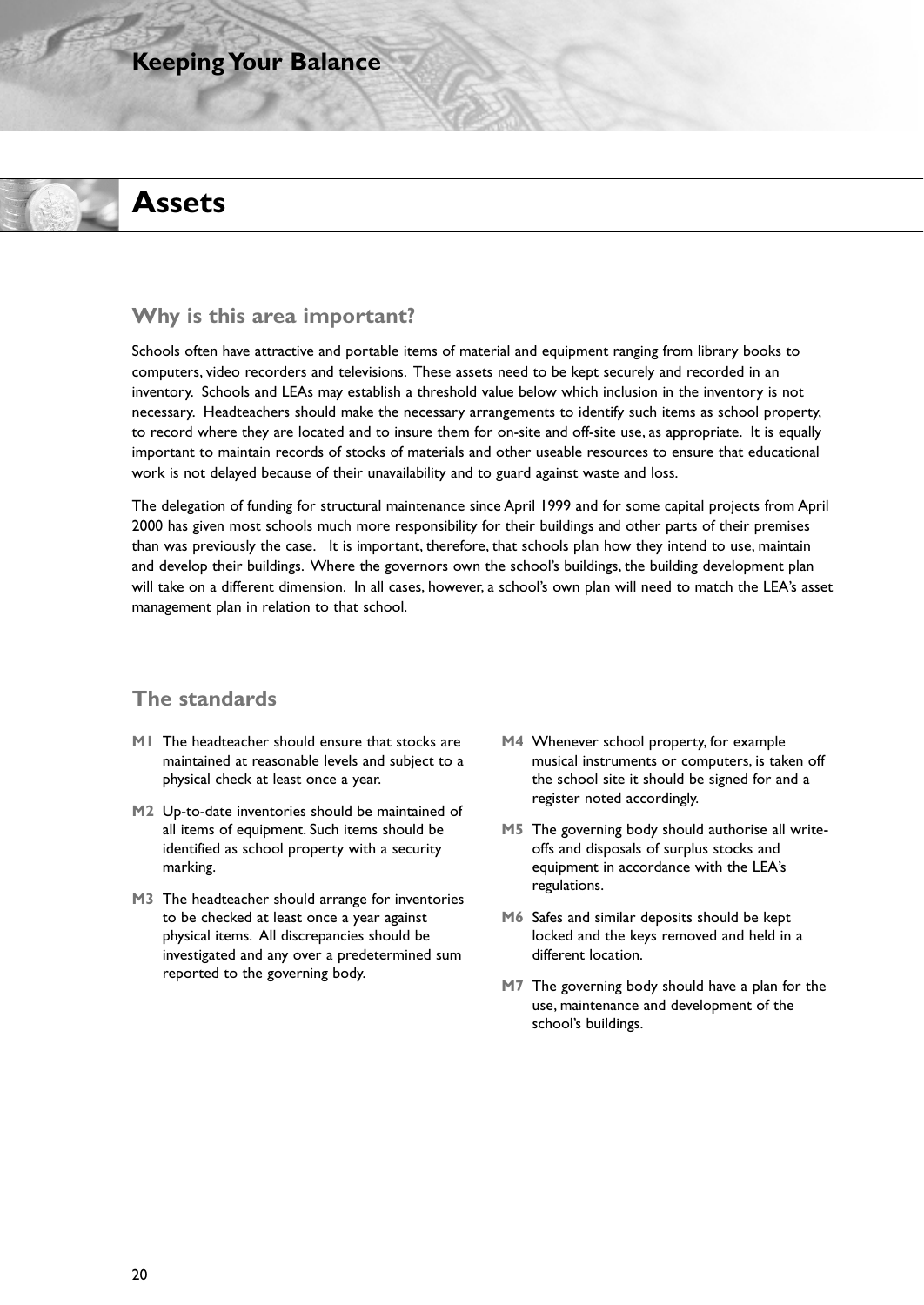# Assets

## Why is this area important?

Schools often have attractive and portable items of material and equipment ranging from library books to computers, video recorders and televisions. These assets need to be kept securely and recorded in an inventory. Schools and LEAs may establish a threshold value below which inclusion in the inventory is not necessary. Headteachers should make the necessary arrangements to identify such items as school property, to record where they are located and to insure them for on-site and off-site use, as appropriate. It is equally important to maintain records of stocks of materials and other useable resources to ensure that educational work is not delayed because of their unavailability and to guard against waste and loss.

The delegation of funding for structural maintenance since April 1999 and for some capital projects from April 2000 has given most schools much more responsibility for their buildings and other parts of their premises than was previously the case. It is important, therefore, that schools plan how they intend to use, maintain and develop their buildings. Where the governors own the school's buildings, the building development plan will take on a different dimension. In all cases, however, a school's own plan will need to match the LEA's asset management plan in relation to that school.

## The standards

**M1** The headteacher should ensure that stocks are maintained at reasonable levels and subject to a physical check at least once a year.

**M2** Up-to-date inventories should be maintained of all items of equipment. Such items should be identified as school property with a security marking.

**M3** The headteacher should arrange for inventories to be checked at least once a year against physical items. All discrepancies should be investigated and any over a predetermined sum reported to the governing body.

**M4** Whenever school property, for example musical instruments or computers, is taken off the school site it should be signed for and a register noted accordingly.

**M5** The governing body should authorise all write-offs and disposals of surplus stocks and equipment in accordance with the LEA's regulations.

**M6** Safes and similar deposits should be kept locked and the keys removed and held in a different location.

**M7** The governing body should have a plan for the use, maintenance and development of the school's buildings.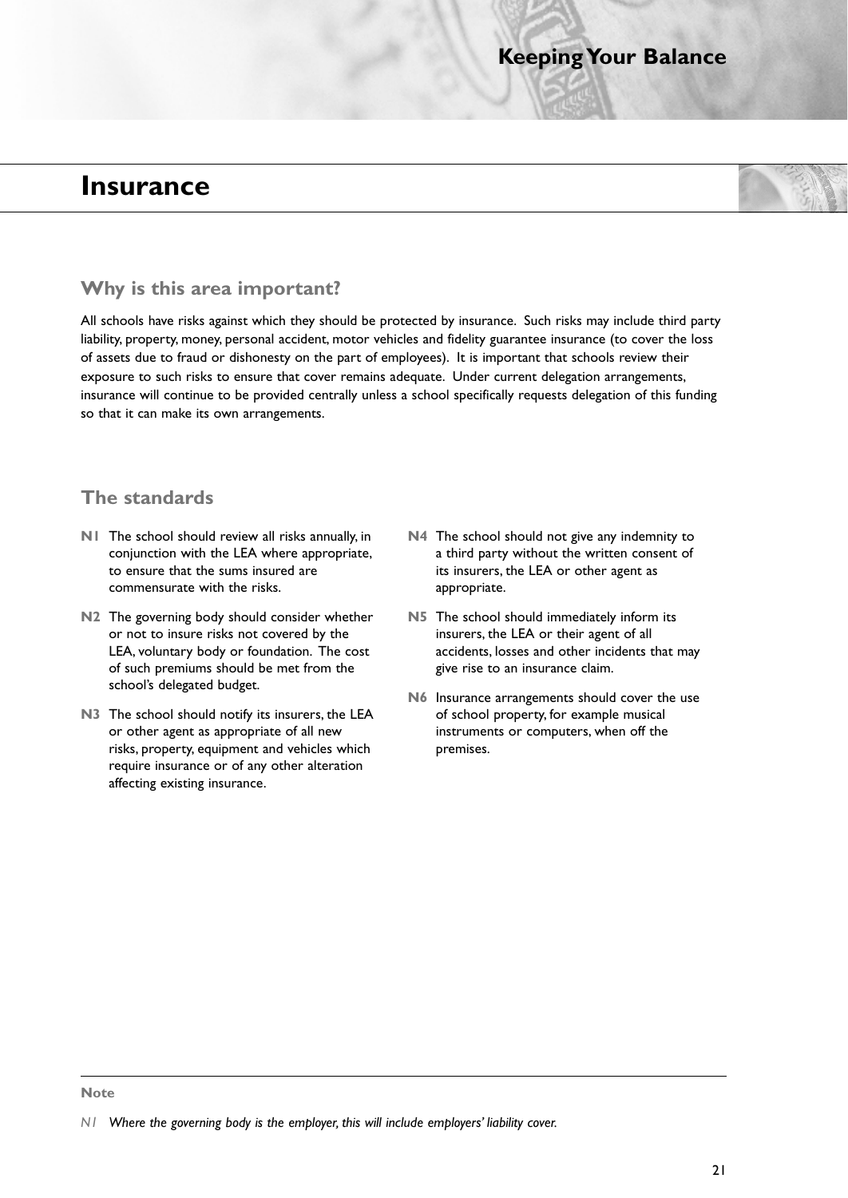# Insurance

## Why is this area important?

All schools have risks against which they should be protected by insurance. Such risks may include third party liability, property, money, personal accident, motor vehicles and fidelity guarantee insurance (to cover the loss of assets due to fraud or dishonesty on the part of employees). It is important that schools review their exposure to such risks to ensure that cover remains adequate. Under current delegation arrangements, insurance will continue to be provided centrally unless a school specifically requests delegation of this funding so that it can make its own arrangements.

## The standards

**N1** The school should review all risks annually, in conjunction with the LEA where appropriate, to ensure that the sums insured are commensurate with the risks.

**N2** The governing body should consider whether or not to insure risks not covered by the LEA, voluntary body or foundation. The cost of such premiums should be met from the school's delegated budget.

**N3** The school should notify its insurers, the LEA or other agent as appropriate of all new risks, property, equipment and vehicles which require insurance or of any other alteration affecting existing insurance.

**N4** The school should not give any indemnity to a third party without the written consent of its insurers, the LEA or other agent as appropriate.

**N5** The school should immediately inform its insurers, the LEA or their agent of all accidents, losses and other incidents that may give rise to an insurance claim.

**N6** Insurance arrangements should cover the use of school property, for example musical instruments or computers, when off the premises.

---

**Note**

*N1 Where the governing body is the employer, this will include employers' liability cover.*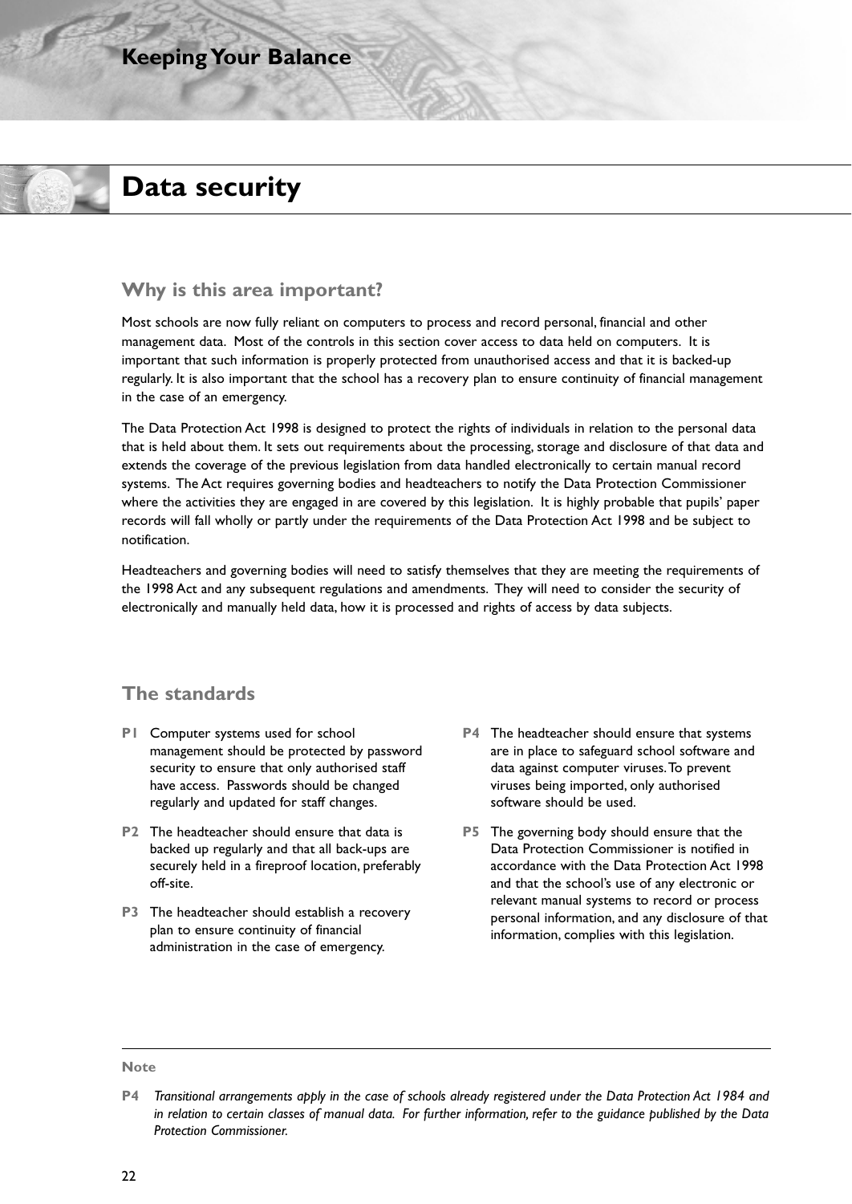# Data security

## Why is this area important?

Most schools are now fully reliant on computers to process and record personal, financial and other management data. Most of the controls in this section cover access to data held on computers. It is important that such information is properly protected from unauthorised access and that it is backed-up regularly. It is also important that the school has a recovery plan to ensure continuity of financial management in the case of an emergency.

The Data Protection Act 1998 is designed to protect the rights of individuals in relation to the personal data that is held about them. It sets out requirements about the processing, storage and disclosure of that data and extends the coverage of the previous legislation from data handled electronically to certain manual record systems. The Act requires governing bodies and headteachers to notify the Data Protection Commissioner where the activities they are engaged in are covered by this legislation. It is highly probable that pupils' paper records will fall wholly or partly under the requirements of the Data Protection Act 1998 and be subject to notification.

Headteachers and governing bodies will need to satisfy themselves that they are meeting the requirements of the 1998 Act and any subsequent regulations and amendments. They will need to consider the security of electronically and manually held data, how it is processed and rights of access by data subjects.

## The standards

**P1** Computer systems used for school management should be protected by password security to ensure that only authorised staff have access. Passwords should be changed regularly and updated for staff changes.

**P2** The headteacher should ensure that data is backed up regularly and that all back-ups are securely held in a fireproof location, preferably off-site.

**P3** The headteacher should establish a recovery plan to ensure continuity of financial administration in the case of emergency.

**P4** The headteacher should ensure that systems are in place to safeguard school software and data against computer viruses. To prevent viruses being imported, only authorised software should be used.

**P5** The governing body should ensure that the Data Protection Commissioner is notified in accordance with the Data Protection Act 1998 and that the school's use of any electronic or relevant manual systems to record or process personal information, and any disclosure of that information, complies with this legislation.

---

**Note**

**P4** *Transitional arrangements apply in the case of schools already registered under the Data Protection Act 1984 and in relation to certain classes of manual data. For further information, refer to the guidance published by the Data Protection Commissioner.*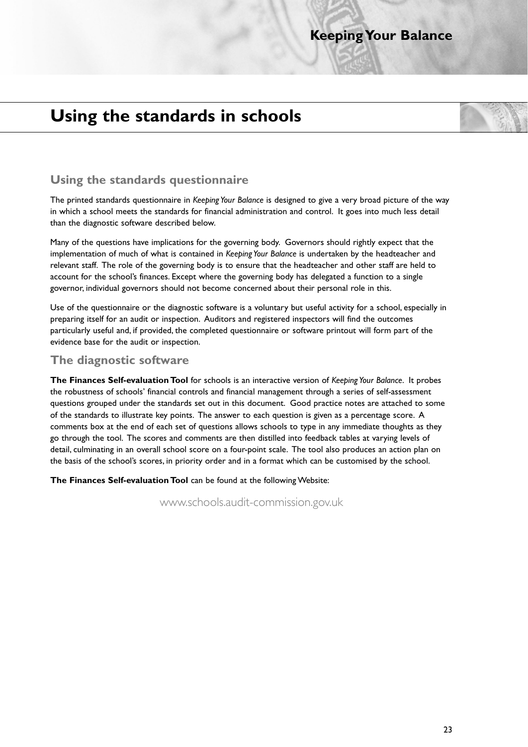# Using the standards in schools

## Using the standards questionnaire

The printed standards questionnaire in *Keeping Your Balance* is designed to give a very broad picture of the way in which a school meets the standards for financial administration and control. It goes into much less detail than the diagnostic software described below.

Many of the questions have implications for the governing body. Governors should rightly expect that the implementation of much of what is contained in *Keeping Your Balance* is undertaken by the headteacher and relevant staff. The role of the governing body is to ensure that the headteacher and other staff are held to account for the school's finances. Except where the governing body has delegated a function to a single governor, individual governors should not become concerned about their personal role in this.

Use of the questionnaire or the diagnostic software is a voluntary but useful activity for a school, especially in preparing itself for an audit or inspection. Auditors and registered inspectors will find the outcomes particularly useful and, if provided, the completed questionnaire or software printout will form part of the evidence base for the audit or inspection.

## The diagnostic software

**The Finances Self-evaluation Tool** for schools is an interactive version of *Keeping Your Balance*. It probes the robustness of schools' financial controls and financial management through a series of self-assessment questions grouped under the standards set out in this document. Good practice notes are attached to some of the standards to illustrate key points. The answer to each question is given as a percentage score. A comments box at the end of each set of questions allows schools to type in any immediate thoughts as they go through the tool. The scores and comments are then distilled into feedback tables at varying levels of detail, culminating in an overall school score on a four-point scale. The tool also produces an action plan on the basis of the school's scores, in priority order and in a format which can be customised by the school.

**The Finances Self-evaluation Tool** can be found at the following Website:

www.schools.audit-commission.gov.uk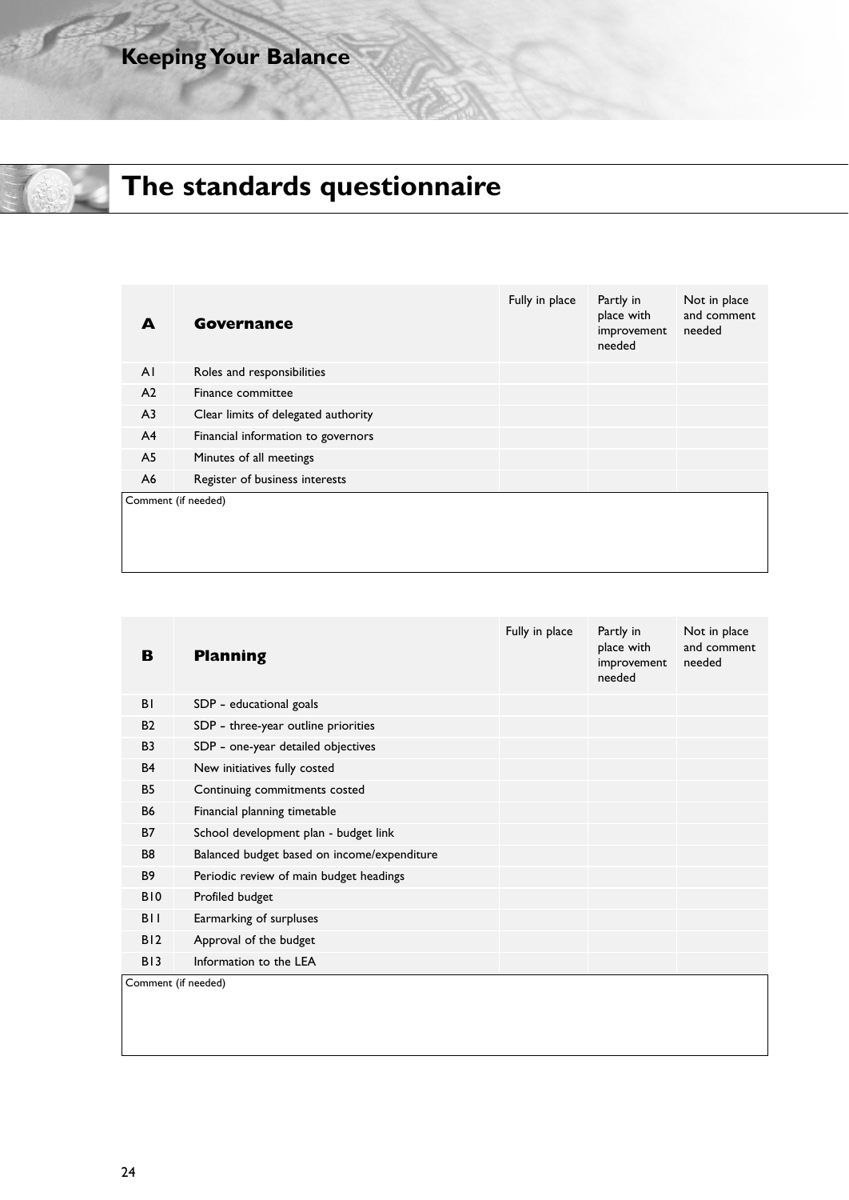# The standards questionnaire

| A | Governance | Fully in place | Partly in place with improvement needed | Not in place and comment needed |
|---|---|---|---|---|
| A1 | Roles and responsibilities | | | |
| A2 | Finance committee | | | |
| A3 | Clear limits of delegated authority | | | |
| A4 | Financial information to governors | | | |
| A5 | Minutes of all meetings | | | |
| A6 | Register of business interests | | | |

Comment (if needed)

| B | Planning | Fully in place | Partly in place with improvement needed | Not in place and comment needed |
|---|---|---|---|---|
| B1 | SDP – educational goals | | | |
| B2 | SDP – three-year outline priorities | | | |
| B3 | SDP – one-year detailed objectives | | | |
| B4 | New initiatives fully costed | | | |
| B5 | Continuing commitments costed | | | |
| B6 | Financial planning timetable | | | |
| B7 | School development plan - budget link | | | |
| B8 | Balanced budget based on income/expenditure | | | |
| B9 | Periodic review of main budget headings | | | |
| B10 | Profiled budget | | | |
| B11 | Earmarking of surpluses | | | |
| B12 | Approval of the budget | | | |
| B13 | Information to the LEA | | | |

Comment (if needed)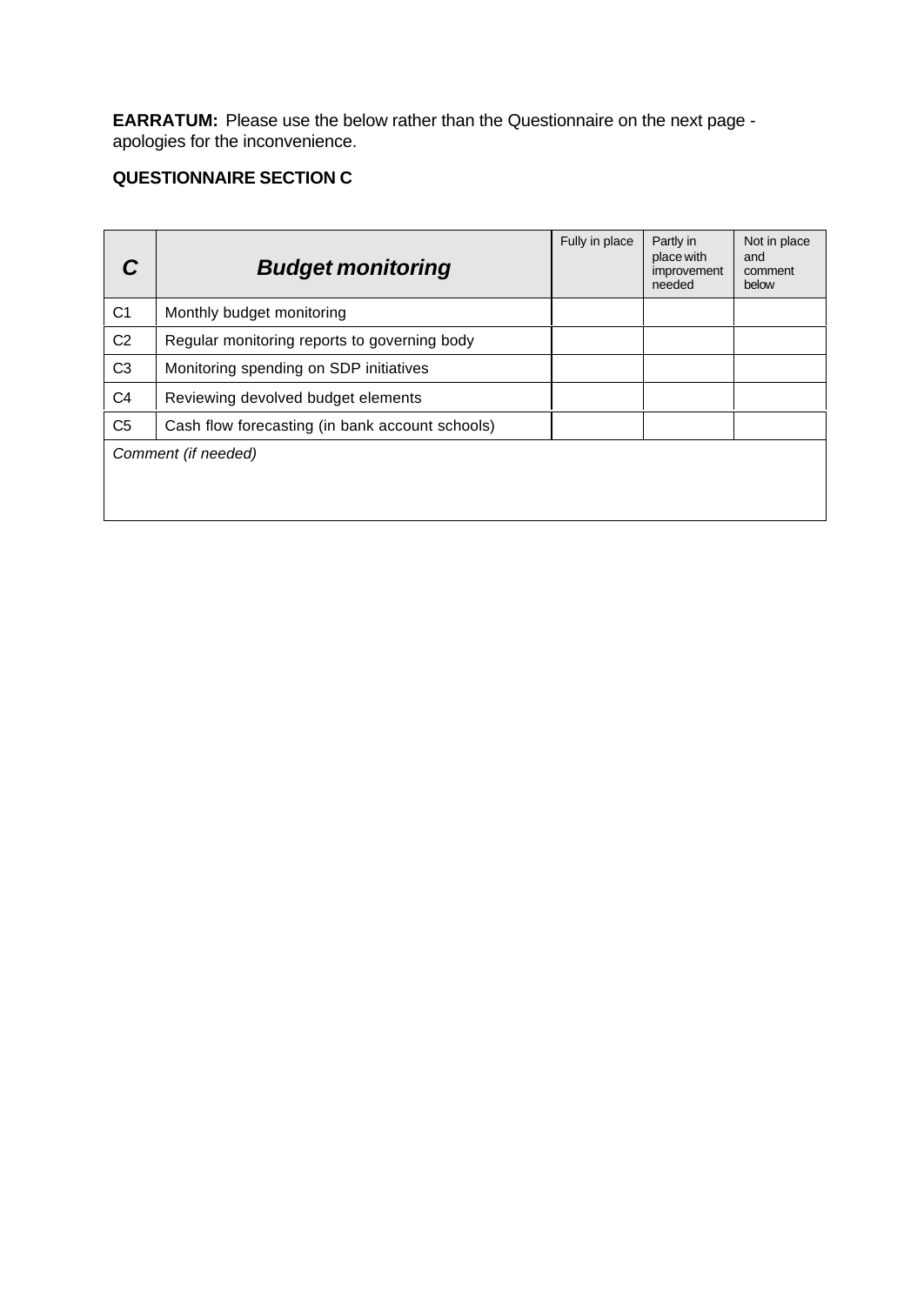**EARRATUM:** Please use the below rather than the Questionnaire on the next page - apologies for the inconvenience.

**QUESTIONNAIRE SECTION C**

| ***C*** | ***Budget monitoring*** | Fully in place | Partly in place with improvement needed | Not in place and comment below |
|---|---|---|---|---|
| C1 | Monthly budget monitoring | | | |
| C2 | Regular monitoring reports to governing body | | | |
| C3 | Monitoring spending on SDP initiatives | | | |
| C4 | Reviewing devolved budget elements | | | |
| C5 | Cash flow forecasting (in bank account schools) | | | |
| *Comment (if needed)* | | | | |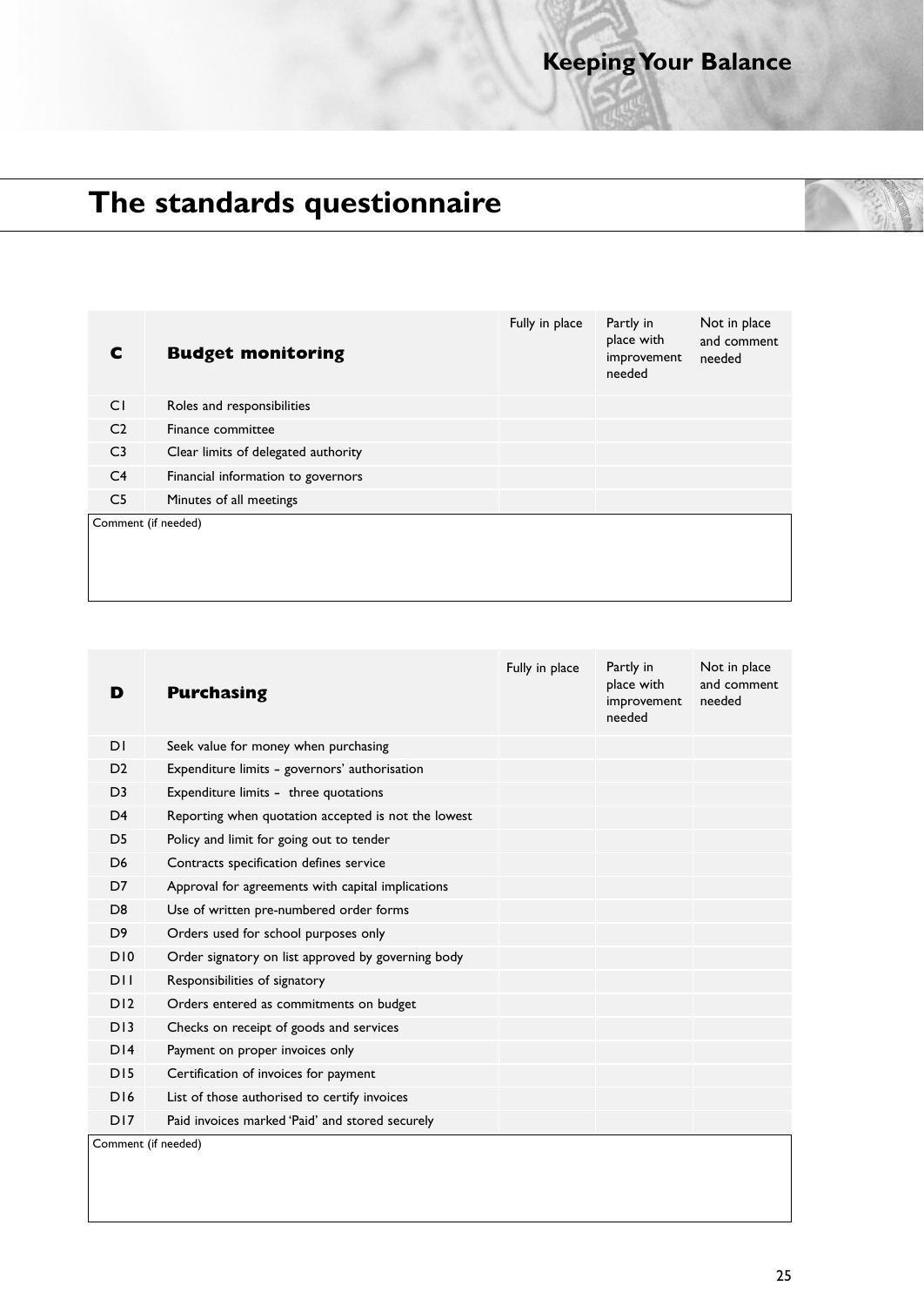# The standards questionnaire

| C | Budget monitoring | Fully in place | Partly in place with improvement needed | Not in place and comment needed |
|---|---|---|---|---|
| C1 | Roles and responsibilities | | | |
| C2 | Finance committee | | | |
| C3 | Clear limits of delegated authority | | | |
| C4 | Financial information to governors | | | |
| C5 | Minutes of all meetings | | | |

Comment (if needed)

| D | Purchasing | Fully in place | Partly in place with improvement needed | Not in place and comment needed |
|---|---|---|---|---|
| D1 | Seek value for money when purchasing | | | |
| D2 | Expenditure limits - governors' authorisation | | | |
| D3 | Expenditure limits - three quotations | | | |
| D4 | Reporting when quotation accepted is not the lowest | | | |
| D5 | Policy and limit for going out to tender | | | |
| D6 | Contracts specification defines service | | | |
| D7 | Approval for agreements with capital implications | | | |
| D8 | Use of written pre-numbered order forms | | | |
| D9 | Orders used for school purposes only | | | |
| D10 | Order signatory on list approved by governing body | | | |
| D11 | Responsibilities of signatory | | | |
| D12 | Orders entered as commitments on budget | | | |
| D13 | Checks on receipt of goods and services | | | |
| D14 | Payment on proper invoices only | | | |
| D15 | Certification of invoices for payment | | | |
| D16 | List of those authorised to certify invoices | | | |
| D17 | Paid invoices marked 'Paid' and stored securely | | | |

Comment (if needed)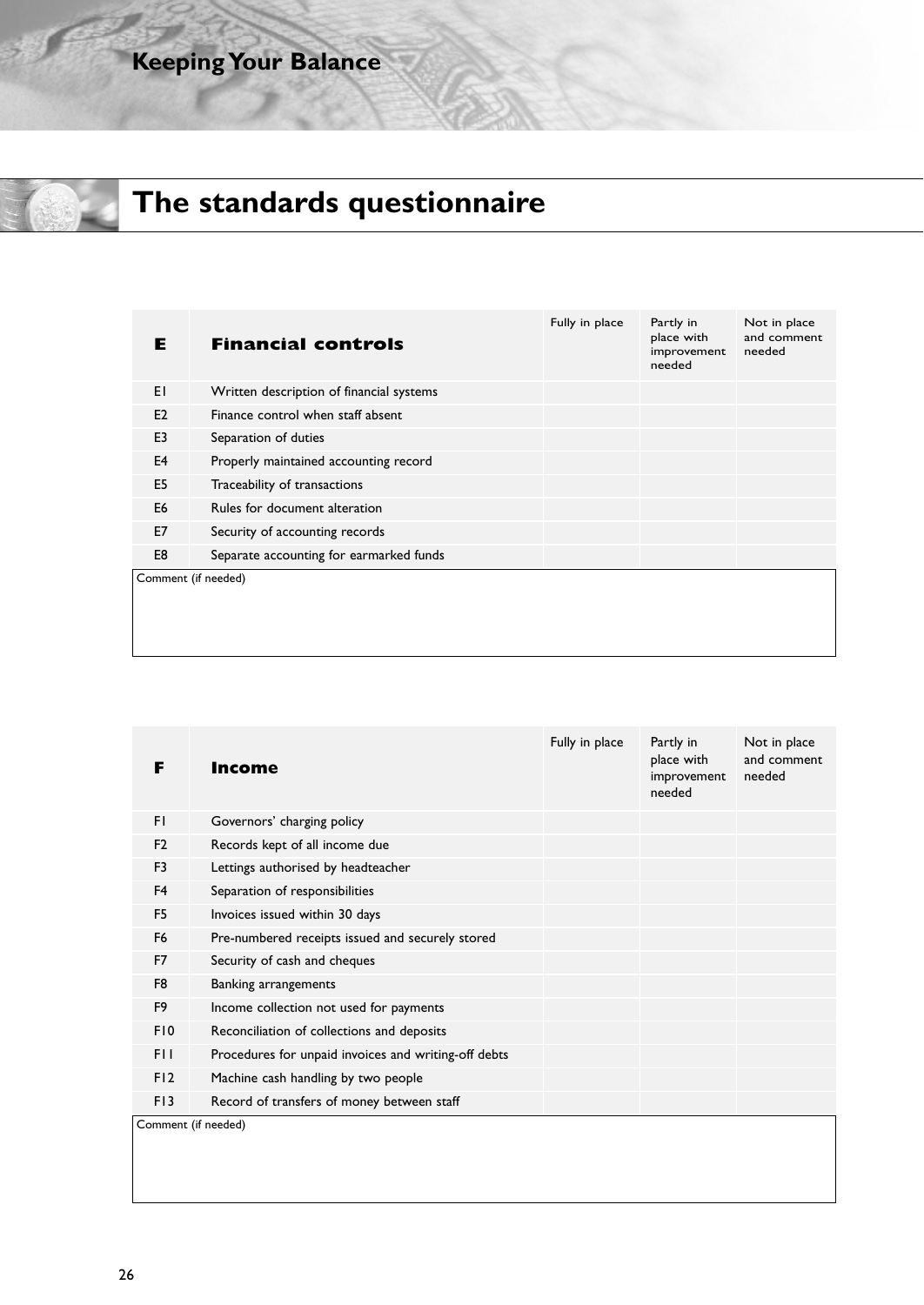# The standards questionnaire

| E | Financial controls | Fully in place | Partly in place with improvement needed | Not in place and comment needed |
|---|---|---|---|---|
| E1 | Written description of financial systems | | | |
| E2 | Finance control when staff absent | | | |
| E3 | Separation of duties | | | |
| E4 | Properly maintained accounting record | | | |
| E5 | Traceability of transactions | | | |
| E6 | Rules for document alteration | | | |
| E7 | Security of accounting records | | | |
| E8 | Separate accounting for earmarked funds | | | |

Comment (if needed)

| F | Income | Fully in place | Partly in place with improvement needed | Not in place and comment needed |
|---|---|---|---|---|
| F1 | Governors' charging policy | | | |
| F2 | Records kept of all income due | | | |
| F3 | Lettings authorised by headteacher | | | |
| F4 | Separation of responsibilities | | | |
| F5 | Invoices issued within 30 days | | | |
| F6 | Pre-numbered receipts issued and securely stored | | | |
| F7 | Security of cash and cheques | | | |
| F8 | Banking arrangements | | | |
| F9 | Income collection not used for payments | | | |
| F10 | Reconciliation of collections and deposits | | | |
| F11 | Procedures for unpaid invoices and writing-off debts | | | |
| F12 | Machine cash handling by two people | | | |
| F13 | Record of transfers of money between staff | | | |

Comment (if needed)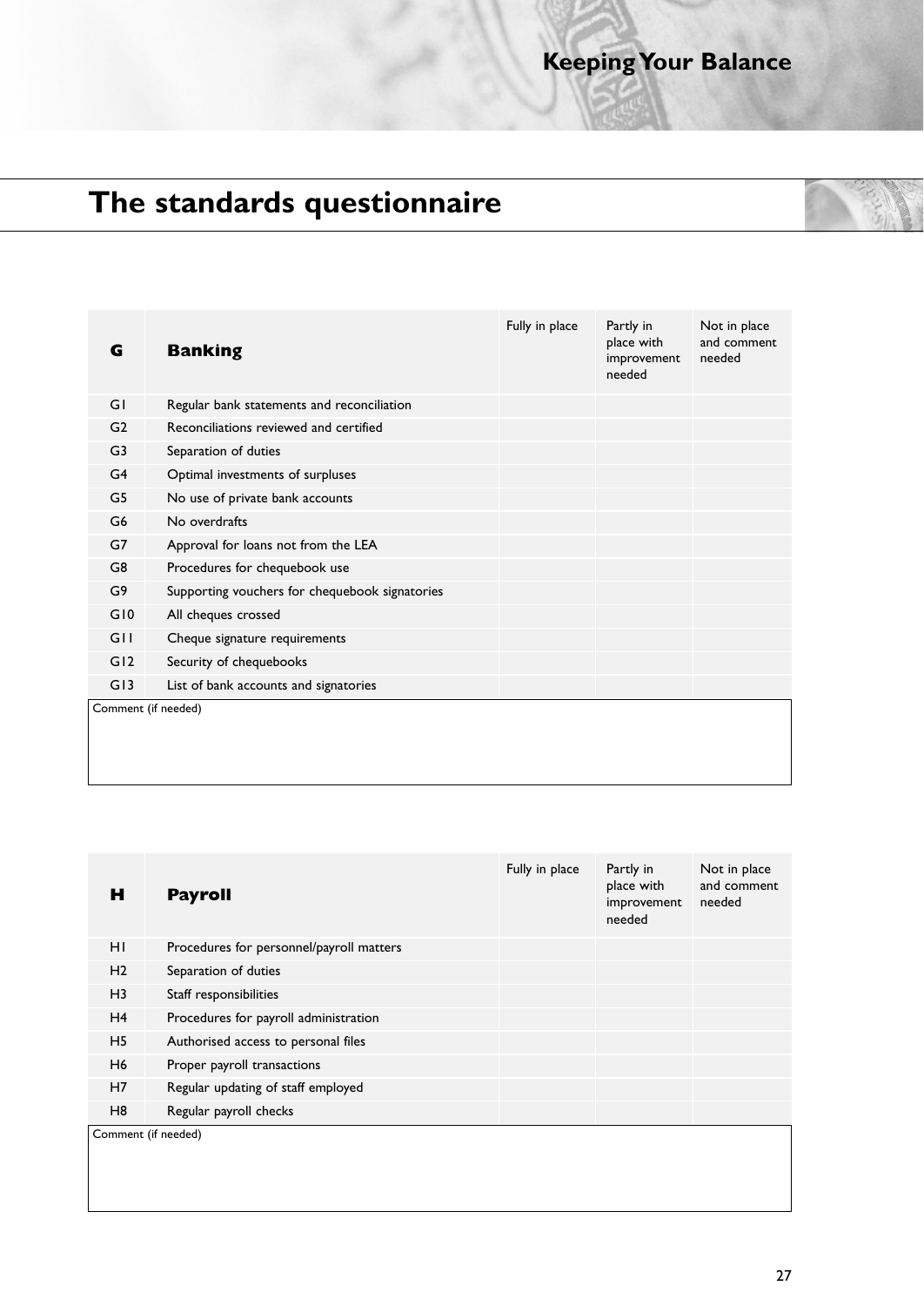# The standards questionnaire

| G | Banking | Fully in place | Partly in place with improvement needed | Not in place and comment needed |
|---|---|---|---|---|
| G1 | Regular bank statements and reconciliation | | | |
| G2 | Reconciliations reviewed and certified | | | |
| G3 | Separation of duties | | | |
| G4 | Optimal investments of surpluses | | | |
| G5 | No use of private bank accounts | | | |
| G6 | No overdrafts | | | |
| G7 | Approval for loans not from the LEA | | | |
| G8 | Procedures for chequebook use | | | |
| G9 | Supporting vouchers for chequebook signatories | | | |
| G10 | All cheques crossed | | | |
| G11 | Cheque signature requirements | | | |
| G12 | Security of chequebooks | | | |
| G13 | List of bank accounts and signatories | | | |

Comment (if needed)

| H | Payroll | Fully in place | Partly in place with improvement needed | Not in place and comment needed |
|---|---|---|---|---|
| H1 | Procedures for personnel/payroll matters | | | |
| H2 | Separation of duties | | | |
| H3 | Staff responsibilities | | | |
| H4 | Procedures for payroll administration | | | |
| H5 | Authorised access to personal files | | | |
| H6 | Proper payroll transactions | | | |
| H7 | Regular updating of staff employed | | | |
| H8 | Regular payroll checks | | | |

Comment (if needed)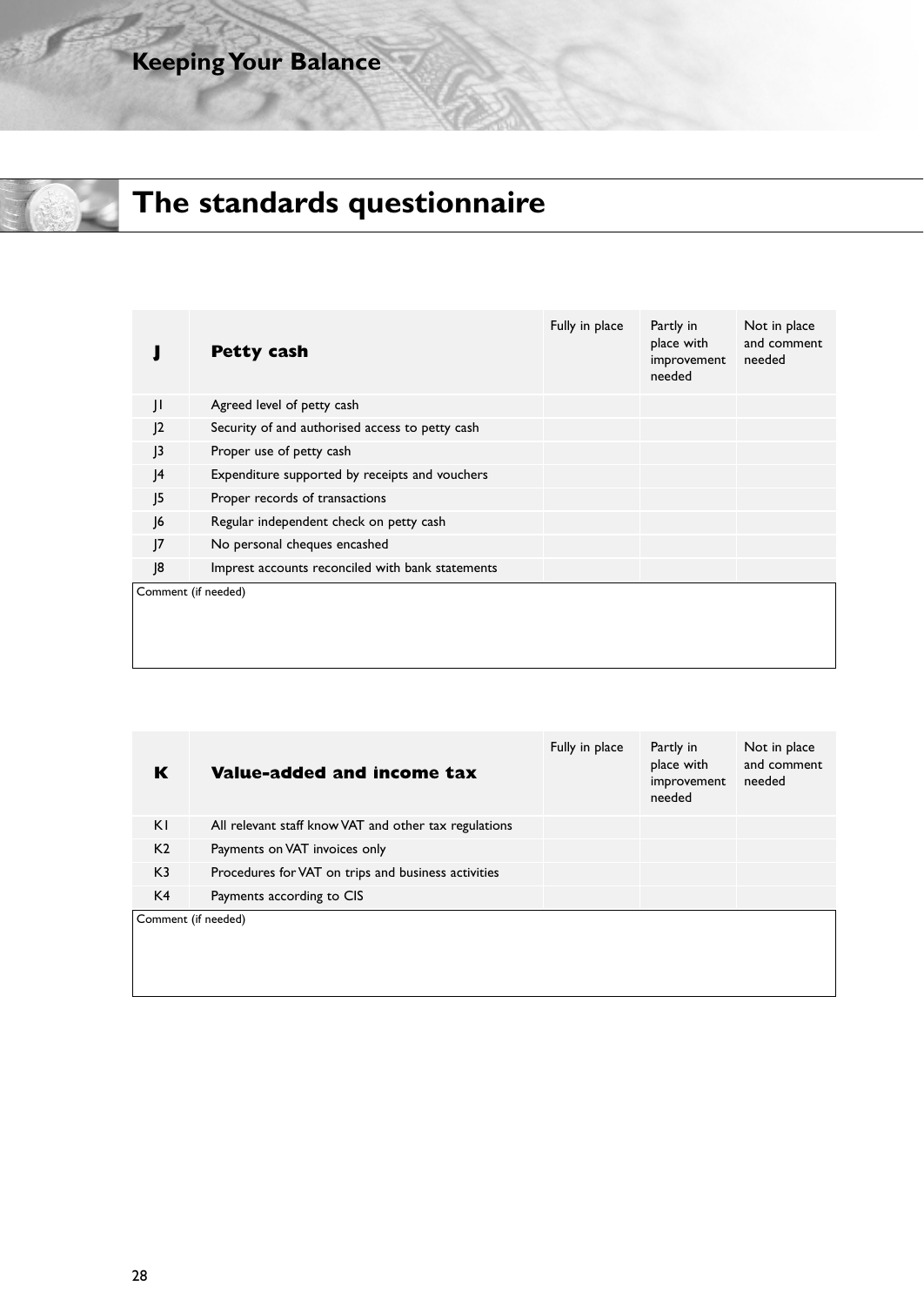# The standards questionnaire

| J | Petty cash | Fully in place | Partly in place with improvement needed | Not in place and comment needed |
|---|---|---|---|---|
| J1 | Agreed level of petty cash | | | |
| J2 | Security of and authorised access to petty cash | | | |
| J3 | Proper use of petty cash | | | |
| J4 | Expenditure supported by receipts and vouchers | | | |
| J5 | Proper records of transactions | | | |
| J6 | Regular independent check on petty cash | | | |
| J7 | No personal cheques encashed | | | |
| J8 | Imprest accounts reconciled with bank statements | | | |

Comment (if needed)

| K | Value-added and income tax | Fully in place | Partly in place with improvement needed | Not in place and comment needed |
|---|---|---|---|---|
| K1 | All relevant staff know VAT and other tax regulations | | | |
| K2 | Payments on VAT invoices only | | | |
| K3 | Procedures for VAT on trips and business activities | | | |
| K4 | Payments according to CIS | | | |

Comment (if needed)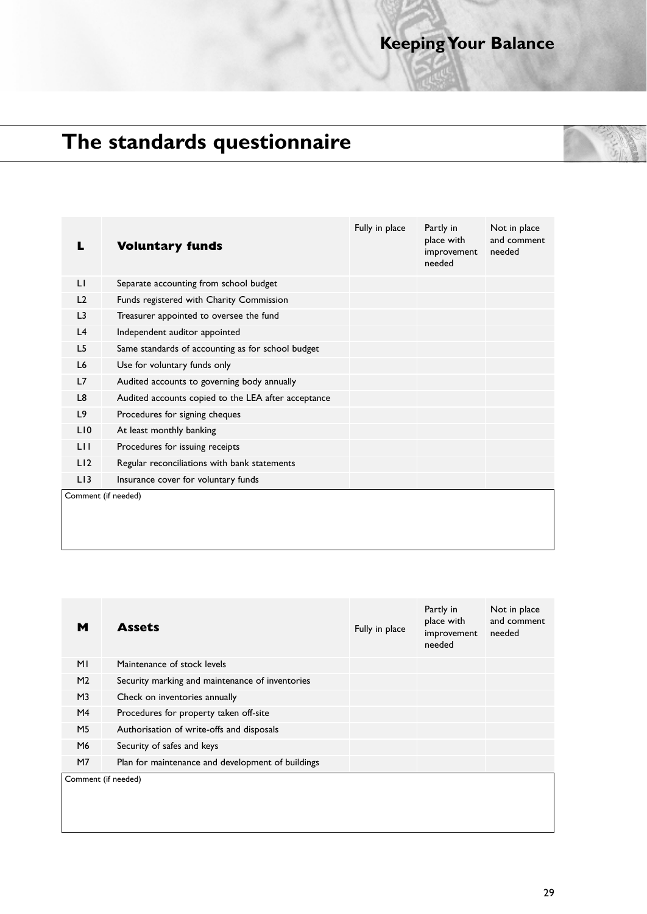# The standards questionnaire

| L | Voluntary funds | Fully in place | Partly in place with improvement needed | Not in place and comment needed |
|---|---|---|---|---|
| L1 | Separate accounting from school budget | | | |
| L2 | Funds registered with Charity Commission | | | |
| L3 | Treasurer appointed to oversee the fund | | | |
| L4 | Independent auditor appointed | | | |
| L5 | Same standards of accounting as for school budget | | | |
| L6 | Use for voluntary funds only | | | |
| L7 | Audited accounts to governing body annually | | | |
| L8 | Audited accounts copied to the LEA after acceptance | | | |
| L9 | Procedures for signing cheques | | | |
| L10 | At least monthly banking | | | |
| L11 | Procedures for issuing receipts | | | |
| L12 | Regular reconciliations with bank statements | | | |
| L13 | Insurance cover for voluntary funds | | | |

Comment (if needed)

| M | Assets | Fully in place | Partly in place with improvement needed | Not in place and comment needed |
|---|---|---|---|---|
| M1 | Maintenance of stock levels | | | |
| M2 | Security marking and maintenance of inventories | | | |
| M3 | Check on inventories annually | | | |
| M4 | Procedures for property taken off-site | | | |
| M5 | Authorisation of write-offs and disposals | | | |
| M6 | Security of safes and keys | | | |
| M7 | Plan for maintenance and development of buildings | | | |

Comment (if needed)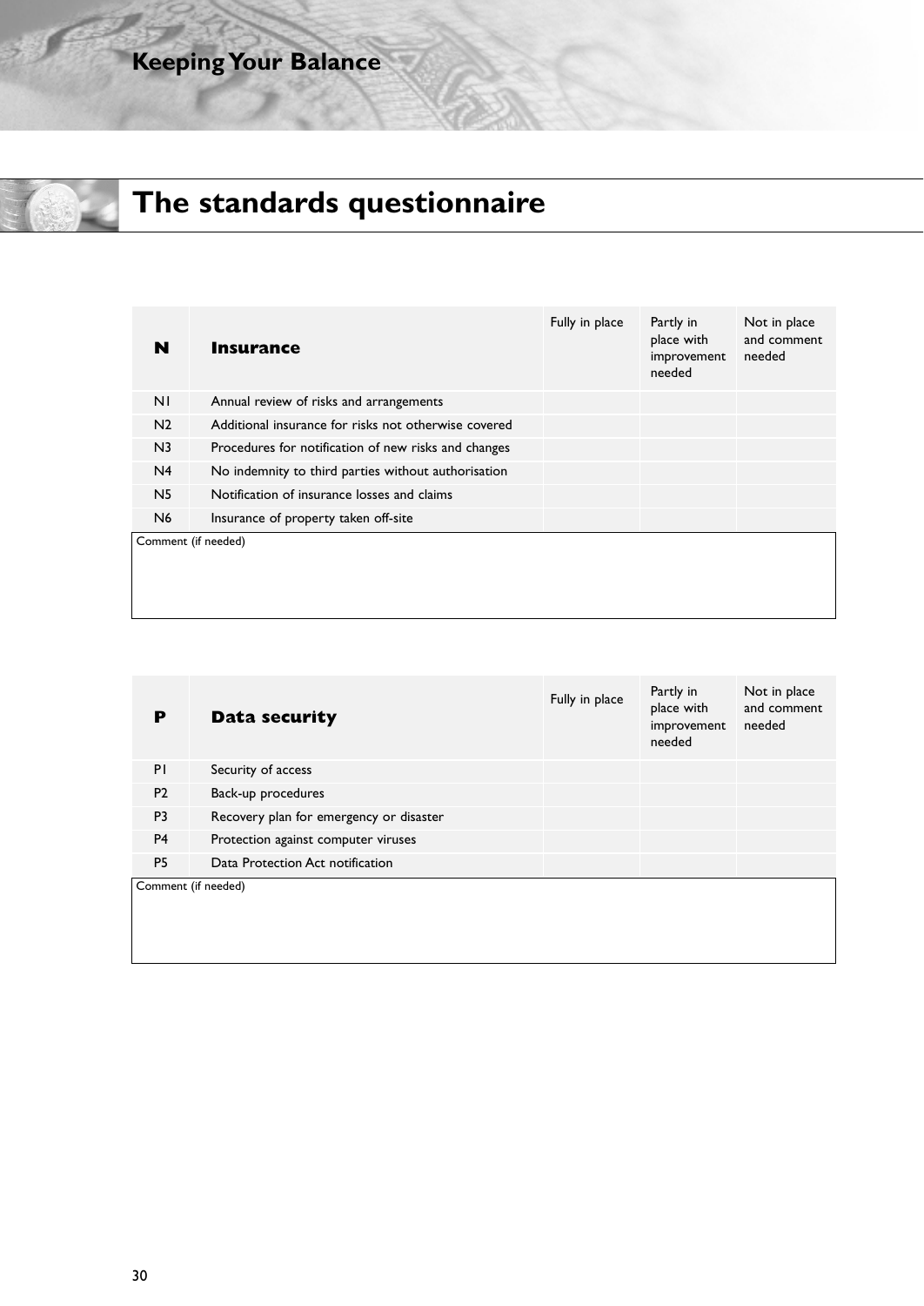## The standards questionnaire

| N | Insurance | Fully in place | Partly in place with improvement needed | Not in place and comment needed |
|---|---|---|---|---|
| N1 | Annual review of risks and arrangements | | | |
| N2 | Additional insurance for risks not otherwise covered | | | |
| N3 | Procedures for notification of new risks and changes | | | |
| N4 | No indemnity to third parties without authorisation | | | |
| N5 | Notification of insurance losses and claims | | | |
| N6 | Insurance of property taken off-site | | | |

Comment (if needed)

| P | Data security | Fully in place | Partly in place with improvement needed | Not in place and comment needed |
|---|---|---|---|---|
| P1 | Security of access | | | |
| P2 | Back-up procedures | | | |
| P3 | Recovery plan for emergency or disaster | | | |
| P4 | Protection against computer viruses | | | |
| P5 | Data Protection Act notification | | | |

Comment (if needed)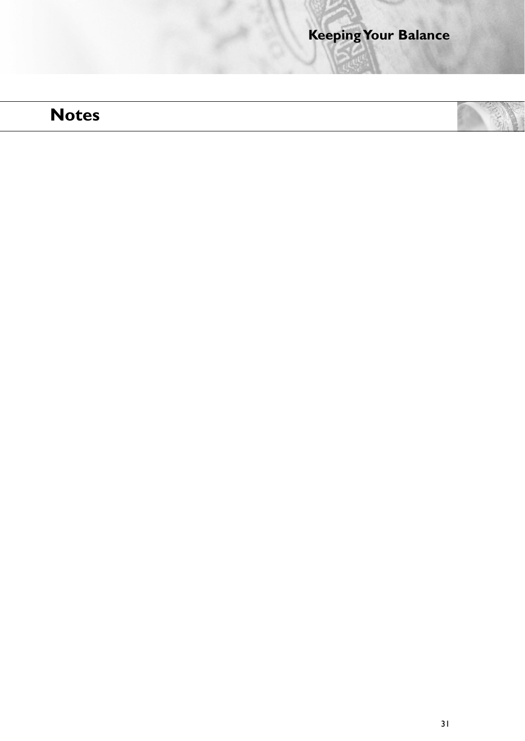## Notes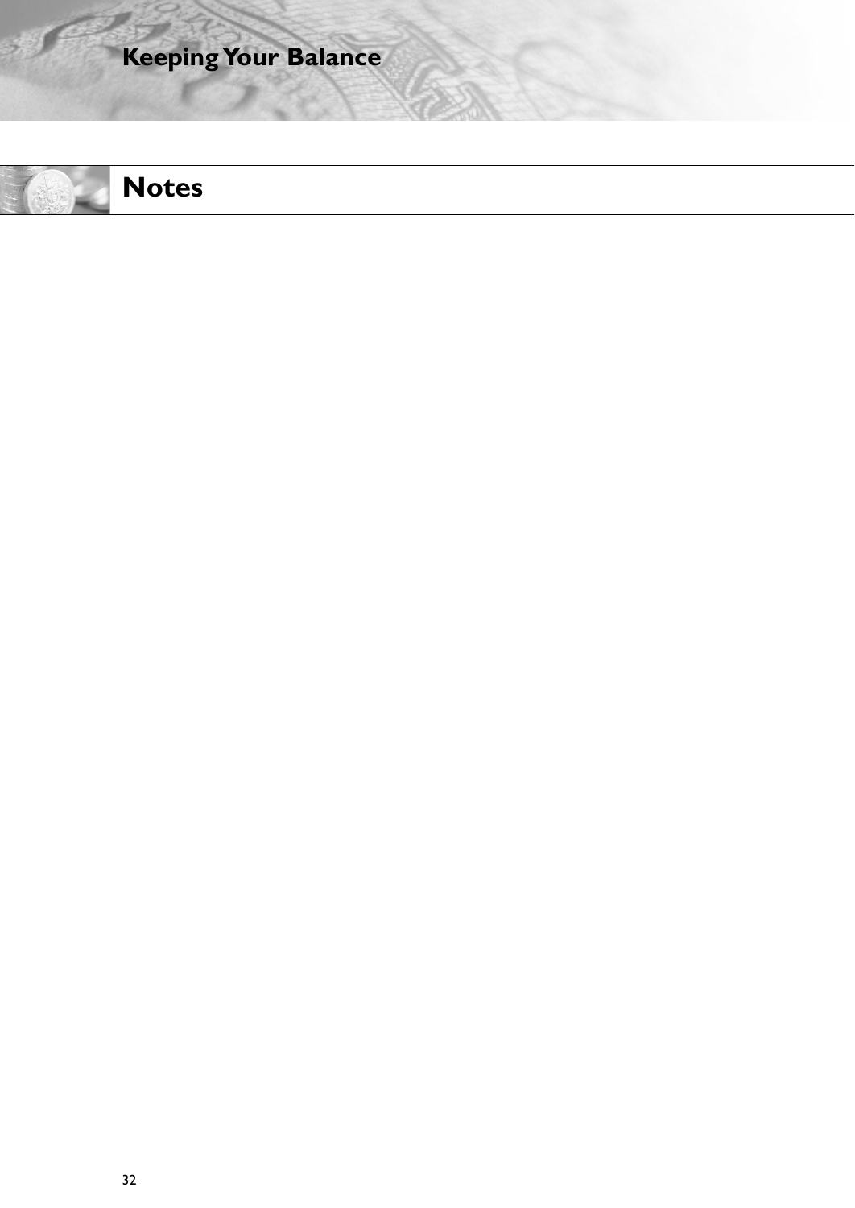# Notes